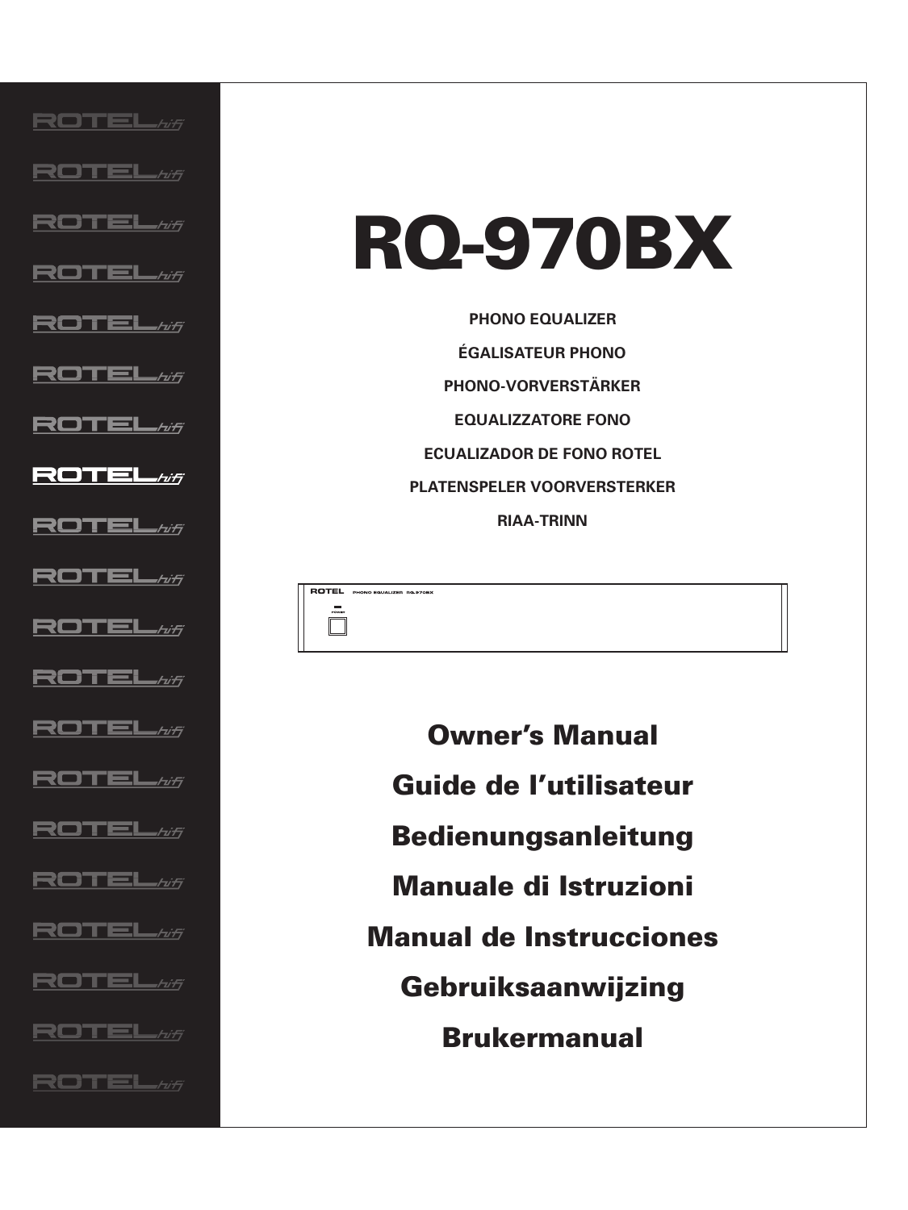# RQ-970BX

**PHONO EQUALIZER**

**ÉGALISATEUR PHONO**

**PHONO-VORVERSTÄRKER**

**EQUALIZZATORE FONO**

**ECUALIZADOR DE FONO ROTEL**

**PLATENSPELER VOORVERSTERKER**

**RIAA-TRINN**

## Owner's Manual

## Guide de l'utilisateur

## Bedienungsanleitung

## Manuale di Istruzioni

## Manual de Instrucciones

## Gebruiksaanwijzing

## Brukermanual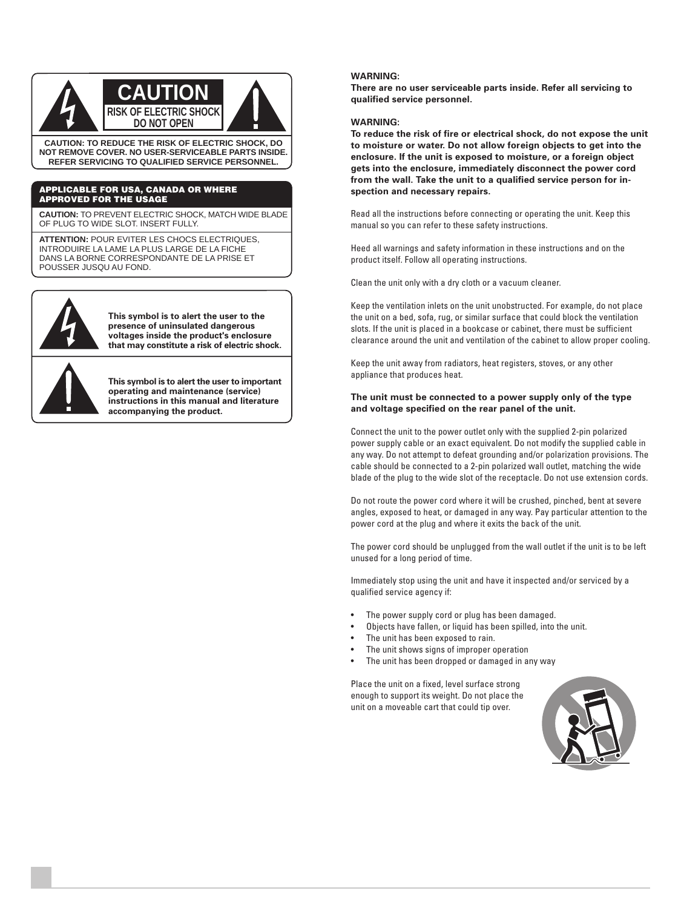**CAUTION**

**RISK OF ELECTRIC SHOCK**
**DO NOT OPEN**

**CAUTION: TO REDUCE THE RISK OF ELECTRIC SHOCK, DO NOT REMOVE COVER. NO USER-SERVICEABLE PARTS INSIDE. REFER SERVICING TO QUALIFIED SERVICE PERSONNEL.**

**APPLICABLE FOR USA, CANADA OR WHERE APPROVED FOR THE USAGE**

**CAUTION:** TO PREVENT ELECTRIC SHOCK, MATCH WIDE BLADE OF PLUG TO WIDE SLOT. INSERT FULLY.

**ATTENTION:** POUR EVITER LES CHOCS ELECTRIQUES, INTRODUIRE LA LAME LA PLUS LARGE DE LA FICHE DANS LA BORNE CORRESPONDANTE DE LA PRISE ET POUSSER JUSQU AU FOND.

**This symbol is to alert the user to the presence of uninsulated dangerous voltages inside the product's enclosure that may constitute a risk of electric shock.**

**This symbol is to alert the user to important operating and maintenance (service) instructions in this manual and literature accompanying the product.**

**WARNING:**
**There are no user serviceable parts inside. Refer all servicing to qualified service personnel.**

**WARNING:**
**To reduce the risk of fire or electrical shock, do not expose the unit to moisture or water. Do not allow foreign objects to get into the enclosure. If the unit is exposed to moisture, or a foreign object gets into the enclosure, immediately disconnect the power cord from the wall. Take the unit to a qualified service person for inspection and necessary repairs.**

Read all the instructions before connecting or operating the unit. Keep this manual so you can refer to these safety instructions.

Heed all warnings and safety information in these instructions and on the product itself. Follow all operating instructions.

Clean the unit only with a dry cloth or a vacuum cleaner.

Keep the ventilation inlets on the unit unobstructed. For example, do not place the unit on a bed, sofa, rug, or similar surface that could block the ventilation slots. If the unit is placed in a bookcase or cabinet, there must be sufficient clearance around the unit and ventilation of the cabinet to allow proper cooling.

Keep the unit away from radiators, heat registers, stoves, or any other appliance that produces heat.

**The unit must be connected to a power supply only of the type and voltage specified on the rear panel of the unit.**

Connect the unit to the power outlet only with the supplied 2-pin polarized power supply cable or an exact equivalent. Do not modify the supplied cable in any way. Do not attempt to defeat grounding and/or polarization provisions. The cable should be connected to a 2-pin polarized wall outlet, matching the wide blade of the plug to the wide slot of the receptacle. Do not use extension cords.

Do not route the power cord where it will be crushed, pinched, bent at severe angles, exposed to heat, or damaged in any way. Pay particular attention to the power cord at the plug and where it exits the back of the unit.

The power cord should be unplugged from the wall outlet if the unit is to be left unused for a long period of time.

Immediately stop using the unit and have it inspected and/or serviced by a qualified service agency if:

- The power supply cord or plug has been damaged.
- Objects have fallen, or liquid has been spilled, into the unit.
- The unit has been exposed to rain.
- The unit shows signs of improper operation
- The unit has been dropped or damaged in any way

Place the unit on a fixed, level surface strong enough to support its weight. Do not place the unit on a moveable cart that could tip over.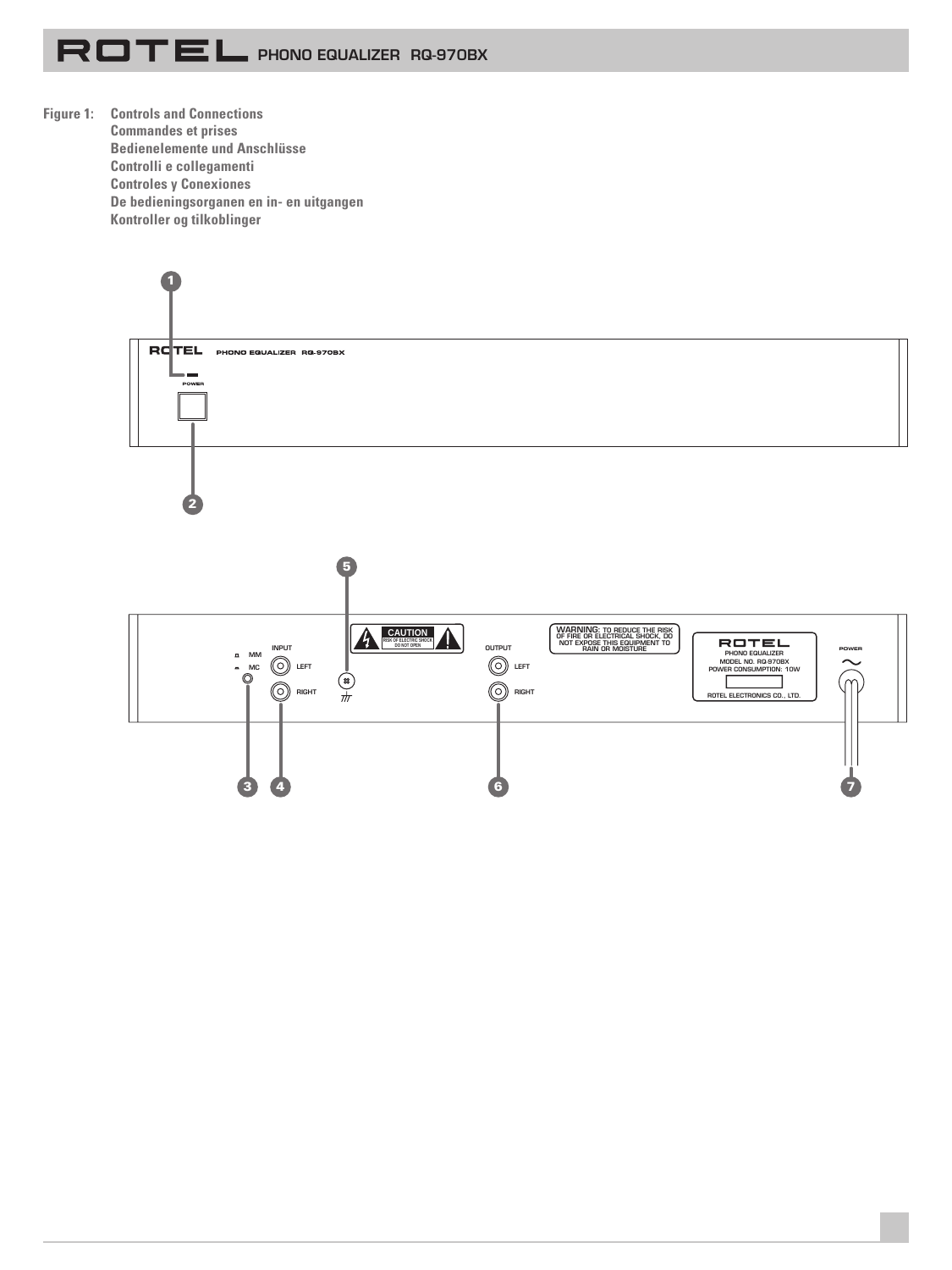**Figure 1: Controls and Connections**
**Commandes et prises**
**Bedienelemente und Anschlüsse**
**Controlli e collegamenti**
**Controles y Conexiones**
**De bedieningsorganen en in- en uitgangen**
**Kontroller og tilkoblinger**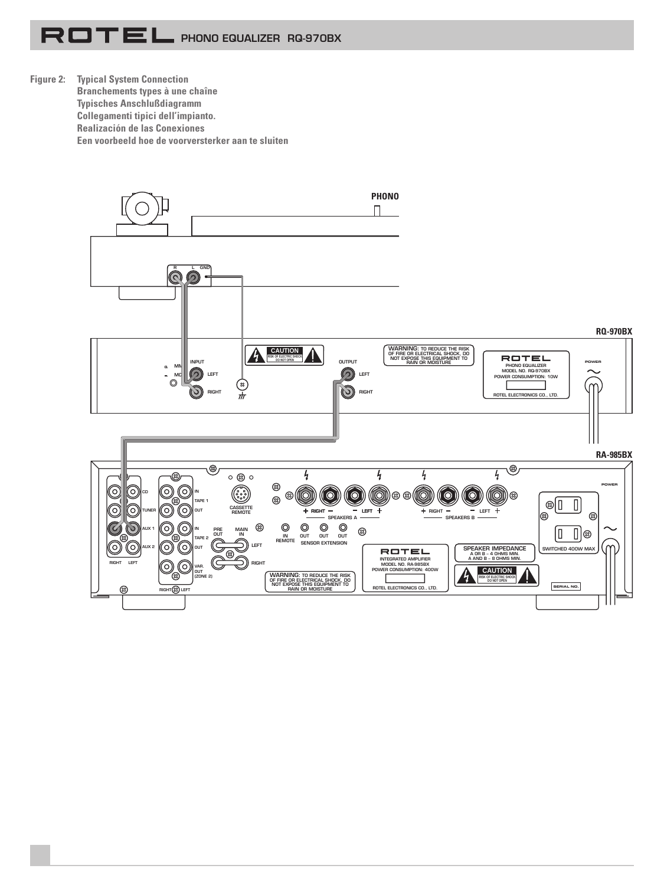**Figure 2: Typical System Connection**
**Branchements types à une chaîne**
**Typisches Anschlußdiagramm**
**Collegamenti tipici dell'impianto.**
**Realización de las Conexiones**
**Een voorbeeld hoe de voorversterker aan te sluiten**

PHONO

RQ-970BX

RA-985BX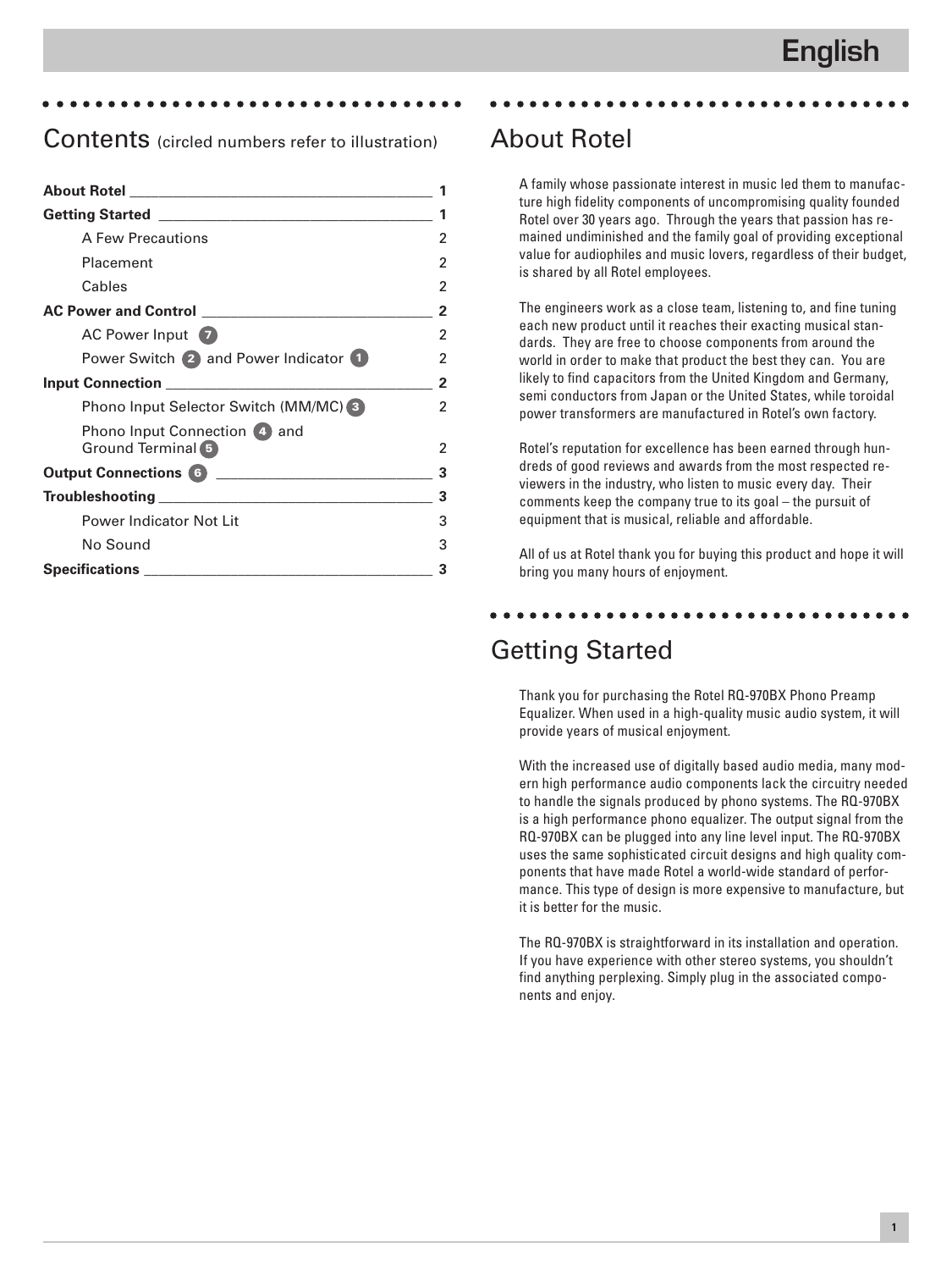# English

## Contents (circled numbers refer to illustration)

| | |
|---|---|
| **About Rotel** | **1** |
| **Getting Started** | **1** |
| A Few Precautions | 2 |
| Placement | 2 |
| Cables | 2 |
| **AC Power and Control** | **2** |
| AC Power Input 7 | 2 |
| Power Switch 2 and Power Indicator 1 | 2 |
| **Input Connection** | **2** |
| Phono Input Selector Switch (MM/MC) 3 | 2 |
| Phono Input Connection 4 and Ground Terminal 5 | 2 |
| **Output Connections 6** | **3** |
| **Troubleshooting** | **3** |
| Power Indicator Not Lit | 3 |
| No Sound | 3 |
| **Specifications** | **3** |

## About Rotel

A family whose passionate interest in music led them to manufacture high fidelity components of uncompromising quality founded Rotel over 30 years ago. Through the years that passion has remained undiminished and the family goal of providing exceptional value for audiophiles and music lovers, regardless of their budget, is shared by all Rotel employees.

The engineers work as a close team, listening to, and fine tuning each new product until it reaches their exacting musical standards. They are free to choose components from around the world in order to make that product the best they can. You are likely to find capacitors from the United Kingdom and Germany, semi conductors from Japan or the United States, while toroidal power transformers are manufactured in Rotel's own factory.

Rotel's reputation for excellence has been earned through hundreds of good reviews and awards from the most respected reviewers in the industry, who listen to music every day. Their comments keep the company true to its goal – the pursuit of equipment that is musical, reliable and affordable.

All of us at Rotel thank you for buying this product and hope it will bring you many hours of enjoyment.

## Getting Started

Thank you for purchasing the Rotel RQ-970BX Phono Preamp Equalizer. When used in a high-quality music audio system, it will provide years of musical enjoyment.

With the increased use of digitally based audio media, many modern high performance audio components lack the circuitry needed to handle the signals produced by phono systems. The RQ-970BX is a high performance phono equalizer. The output signal from the RQ-970BX can be plugged into any line level input. The RQ-970BX uses the same sophisticated circuit designs and high quality components that have made Rotel a world-wide standard of performance. This type of design is more expensive to manufacture, but it is better for the music.

The RQ-970BX is straightforward in its installation and operation. If you have experience with other stereo systems, you shouldn't find anything perplexing. Simply plug in the associated components and enjoy.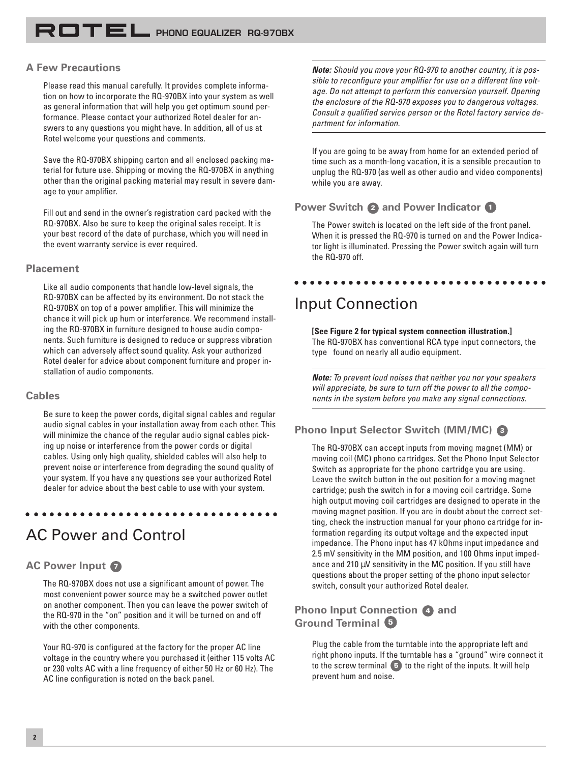## A Few Precautions

Please read this manual carefully. It provides complete information on how to incorporate the RQ-970BX into your system as well as general information that will help you get optimum sound performance. Please contact your authorized Rotel dealer for answers to any questions you might have. In addition, all of us at Rotel welcome your questions and comments.

Save the RQ-970BX shipping carton and all enclosed packing material for future use. Shipping or moving the RQ-970BX in anything other than the original packing material may result in severe damage to your amplifier.

Fill out and send in the owner's registration card packed with the RQ-970BX. Also be sure to keep the original sales receipt. It is your best record of the date of purchase, which you will need in the event warranty service is ever required.

## Placement

Like all audio components that handle low-level signals, the RQ-970BX can be affected by its environment. Do not stack the RQ-970BX on top of a power amplifier. This will minimize the chance it will pick up hum or interference. We recommend installing the RQ-970BX in furniture designed to house audio components. Such furniture is designed to reduce or suppress vibration which can adversely affect sound quality. Ask your authorized Rotel dealer for advice about component furniture and proper installation of audio components.

## Cables

Be sure to keep the power cords, digital signal cables and regular audio signal cables in your installation away from each other. This will minimize the chance of the regular audio signal cables picking up noise or interference from the power cords or digital cables. Using only high quality, shielded cables will also help to prevent noise or interference from degrading the sound quality of your system. If you have any questions see your authorized Rotel dealer for advice about the best cable to use with your system.

# AC Power and Control

## AC Power Input 7

The RQ-970BX does not use a significant amount of power. The most convenient power source may be a switched power outlet on another component. Then you can leave the power switch of the RQ-970 in the "on" position and it will be turned on and off with the other components.

Your RQ-970 is configured at the factory for the proper AC line voltage in the country where you purchased it (either 115 volts AC or 230 volts AC with a line frequency of either 50 Hz or 60 Hz). The AC line configuration is noted on the back panel.

***Note:*** *Should you move your RQ-970 to another country, it is possible to reconfigure your amplifier for use on a different line voltage. Do not attempt to perform this conversion yourself. Opening the enclosure of the RQ-970 exposes you to dangerous voltages. Consult a qualified service person or the Rotel factory service department for information.*

If you are going to be away from home for an extended period of time such as a month-long vacation, it is a sensible precaution to unplug the RQ-970 (as well as other audio and video components) while you are away.

## Power Switch 2 and Power Indicator 1

The Power switch is located on the left side of the front panel. When it is pressed the RQ-970 is turned on and the Power Indicator light is illuminated. Pressing the Power switch again will turn the RQ-970 off.

# Input Connection

**[See Figure 2 for typical system connection illustration.]**
The RQ-970BX has conventional RCA type input connectors, the type found on nearly all audio equipment.

***Note:*** *To prevent loud noises that neither you nor your speakers will appreciate, be sure to turn off the power to all the components in the system before you make any signal connections.*

## Phono Input Selector Switch (MM/MC) 3

The RQ-970BX can accept inputs from moving magnet (MM) or moving coil (MC) phono cartridges. Set the Phono Input Selector Switch as appropriate for the phono cartridge you are using. Leave the switch button in the out position for a moving magnet cartridge; push the switch in for a moving coil cartridge. Some high output moving coil cartridges are designed to operate in the moving magnet position. If you are in doubt about the correct setting, check the instruction manual for your phono cartridge for information regarding its output voltage and the expected input impedance. The Phono input has 47 kOhms input impedance and 2.5 mV sensitivity in the MM position, and 100 Ohms input impedance and 210 µV sensitivity in the MC position. If you still have questions about the proper setting of the phono input selector switch, consult your authorized Rotel dealer.

## Phono Input Connection 4 and Ground Terminal 5

Plug the cable from the turntable into the appropriate left and right phono inputs. If the turntable has a "ground" wire connect it to the screw terminal 5 to the right of the inputs. It will help prevent hum and noise.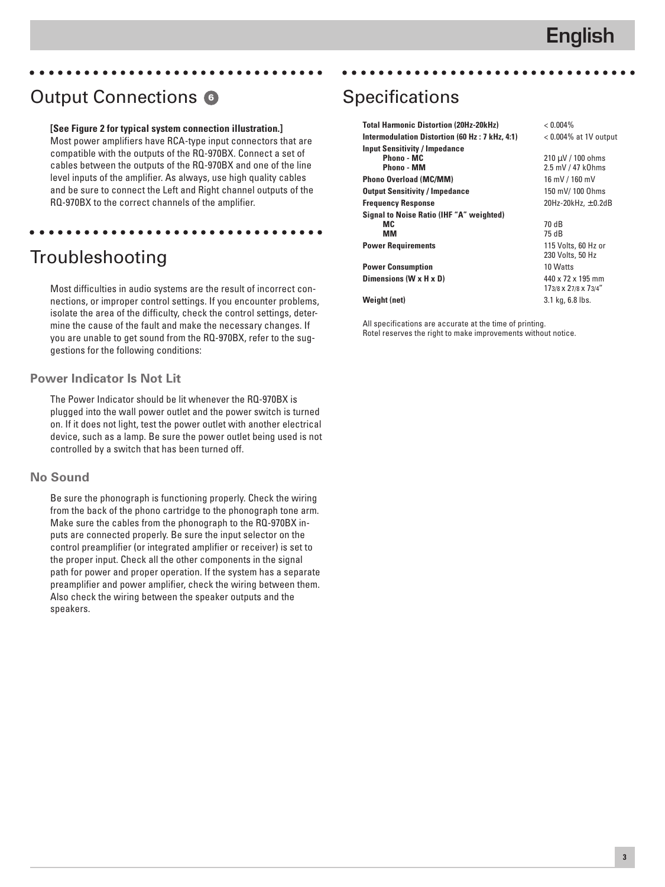## Output Connections 6

**[See Figure 2 for typical system connection illustration.]**
Most power amplifiers have RCA-type input connectors that are compatible with the outputs of the RQ-970BX. Connect a set of cables between the outputs of the RQ-970BX and one of the line level inputs of the amplifier. As always, use high quality cables and be sure to connect the Left and Right channel outputs of the RQ-970BX to the correct channels of the amplifier.

## Troubleshooting

Most difficulties in audio systems are the result of incorrect connections, or improper control settings. If you encounter problems, isolate the area of the difficulty, check the control settings, determine the cause of the fault and make the necessary changes. If you are unable to get sound from the RQ-970BX, refer to the suggestions for the following conditions:

### Power Indicator Is Not Lit

The Power Indicator should be lit whenever the RQ-970BX is plugged into the wall power outlet and the power switch is turned on. If it does not light, test the power outlet with another electrical device, such as a lamp. Be sure the power outlet being used is not controlled by a switch that has been turned off.

### No Sound

Be sure the phonograph is functioning properly. Check the wiring from the back of the phono cartridge to the phonograph tone arm. Make sure the cables from the phonograph to the RQ-970BX inputs are connected properly. Be sure the input selector on the control preamplifier (or integrated amplifier or receiver) is set to the proper input. Check all the other components in the signal path for power and proper operation. If the system has a separate preamplifier and power amplifier, check the wiring between them. Also check the wiring between the speaker outputs and the speakers.

## Specifications

| | |
|---|---|
| **Total Harmonic Distortion (20Hz-20kHz)** | < 0.004% |
| **Intermodulation Distortion (60 Hz : 7 kHz, 4:1)** | < 0.004% at 1V output |
| **Input Sensitivity / Impedance** | |
| **Phono - MC** | 210 µV / 100 ohms |
| **Phono - MM** | 2.5 mV / 47 kOhms |
| **Phono Overload (MC/MM)** | 16 mV / 160 mV |
| **Output Sensitivity / Impedance** | 150 mV/ 100 Ohms |
| **Frequency Response** | 20Hz-20kHz, ±0.2dB |
| **Signal to Noise Ratio (IHF "A" weighted)** | |
| **MC** | 70 dB |
| **MM** | 75 dB |
| **Power Requirements** | 115 Volts, 60 Hz or 230 Volts, 50 Hz |
| **Power Consumption** | 10 Watts |
| **Dimensions (W x H x D)** | 440 x 72 x 195 mm<br>17 3/8 x 2 7/8 x 7 3/4" |
| **Weight (net)** | 3.1 kg, 6.8 lbs. |

All specifications are accurate at the time of printing.
Rotel reserves the right to make improvements without notice.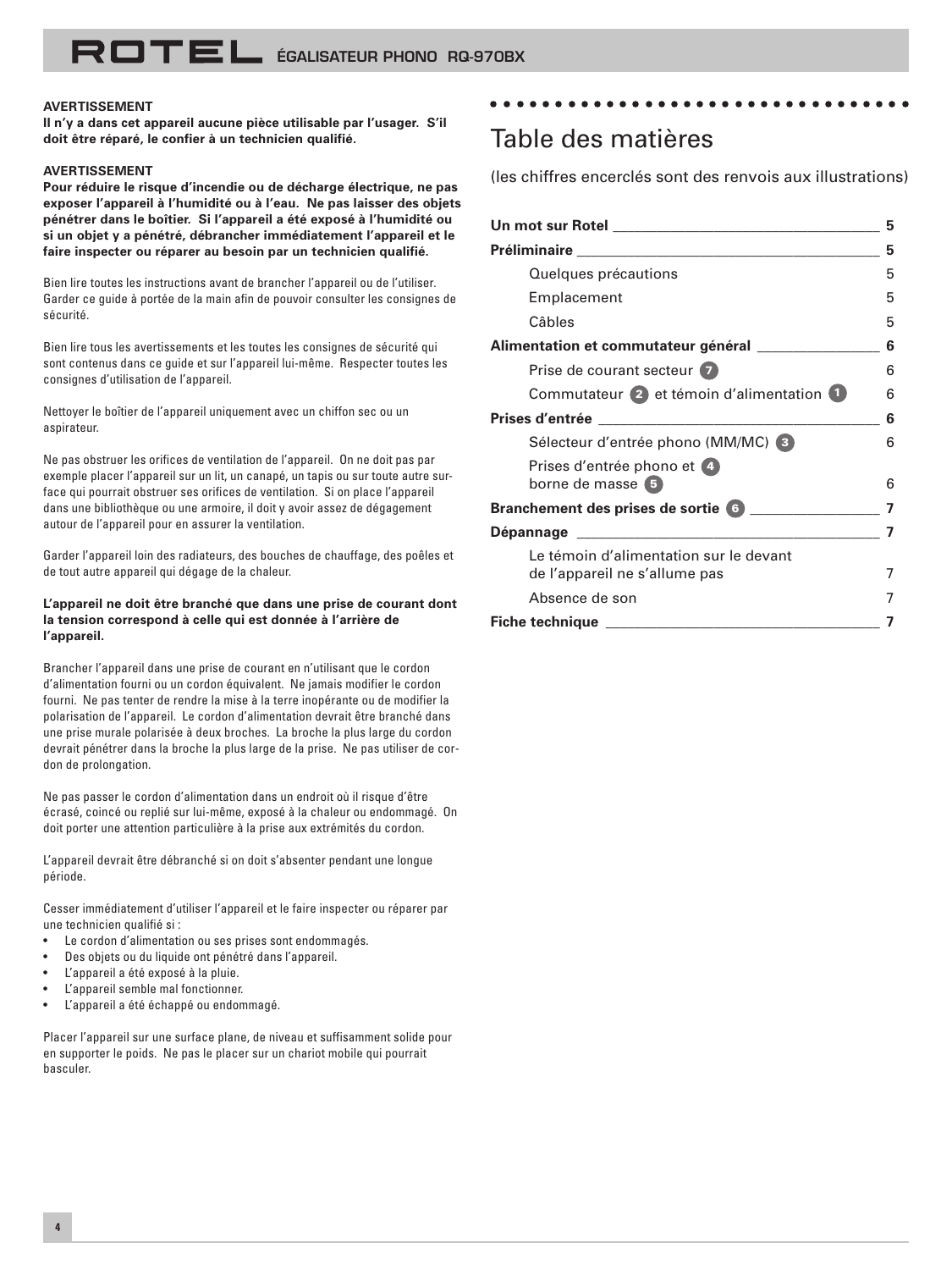**AVERTISSEMENT**
**Il n'y a dans cet appareil aucune pièce utilisable par l'usager. S'il doit être réparé, le confier à un technicien qualifié.**

**AVERTISSEMENT**
**Pour réduire le risque d'incendie ou de décharge électrique, ne pas exposer l'appareil à l'humidité ou à l'eau. Ne pas laisser des objets pénétrer dans le boîtier. Si l'appareil a été exposé à l'humidité ou si un objet y a pénétré, débrancher immédiatement l'appareil et le faire inspecter ou réparer au besoin par un technicien qualifié.**

Bien lire toutes les instructions avant de brancher l'appareil ou de l'utiliser. Garder ce guide à portée de la main afin de pouvoir consulter les consignes de sécurité.

Bien lire tous les avertissements et les toutes les consignes de sécurité qui sont contenus dans ce guide et sur l'appareil lui-même. Respecter toutes les consignes d'utilisation de l'appareil.

Nettoyer le boîtier de l'appareil uniquement avec un chiffon sec ou un aspirateur.

Ne pas obstruer les orifices de ventilation de l'appareil. On ne doit pas par exemple placer l'appareil sur un lit, un canapé, un tapis ou sur toute autre surface qui pourrait obstruer ses orifices de ventilation. Si on place l'appareil dans une bibliothèque ou une armoire, il doit y avoir assez de dégagement autour de l'appareil pour en assurer la ventilation.

Garder l'appareil loin des radiateurs, des bouches de chauffage, des poêles et de tout autre appareil qui dégage de la chaleur.

**L'appareil ne doit être branché que dans une prise de courant dont la tension correspond à celle qui est donnée à l'arrière de l'appareil.**

Brancher l'appareil dans une prise de courant en n'utilisant que le cordon d'alimentation fourni ou un cordon équivalent. Ne jamais modifier le cordon fourni. Ne pas tenter de rendre la mise à la terre inopérante ou de modifier la polarisation de l'appareil. Le cordon d'alimentation devrait être branché dans une prise murale polarisée à deux broches. La broche la plus large du cordon devrait pénétrer dans la broche la plus large de la prise. Ne pas utiliser de cordon de prolongation.

Ne pas passer le cordon d'alimentation dans un endroit où il risque d'être écrasé, coincé ou replié sur lui-même, exposé à la chaleur ou endommagé. On doit porter une attention particulière à la prise aux extrémités du cordon.

L'appareil devrait être débranché si on doit s'absenter pendant une longue période.

Cesser immédiatement d'utiliser l'appareil et le faire inspecter ou réparer par une technicien qualifié si :

- Le cordon d'alimentation ou ses prises sont endommagés.
- Des objets ou du liquide ont pénétré dans l'appareil.
- L'appareil a été exposé à la pluie.
- L'appareil semble mal fonctionner.
- L'appareil a été échappé ou endommagé.

Placer l'appareil sur une surface plane, de niveau et suffisamment solide pour en supporter le poids. Ne pas le placer sur un chariot mobile qui pourrait basculer.

# Table des matières

(les chiffres encerclés sont des renvois aux illustrations)

**Un mot sur Rotel** ____ **5**

**Préliminaire** ____ **5**

- Quelques précautions 5
- Emplacement 5
- Câbles 5

**Alimentation et commutateur général** ____ **6**

- Prise de courant secteur 7 6
- Commutateur 2 et témoin d'alimentation 1 6

**Prises d'entrée** ____ **6**

- Sélecteur d'entrée phono (MM/MC) 3 6
- Prises d'entrée phono et 4 borne de masse 5 6

**Branchement des prises de sortie 6** ____ **7**

**Dépannage** ____ **7**

- Le témoin d'alimentation sur le devant de l'appareil ne s'allume pas 7
- Absence de son 7

**Fiche technique** ____ **7**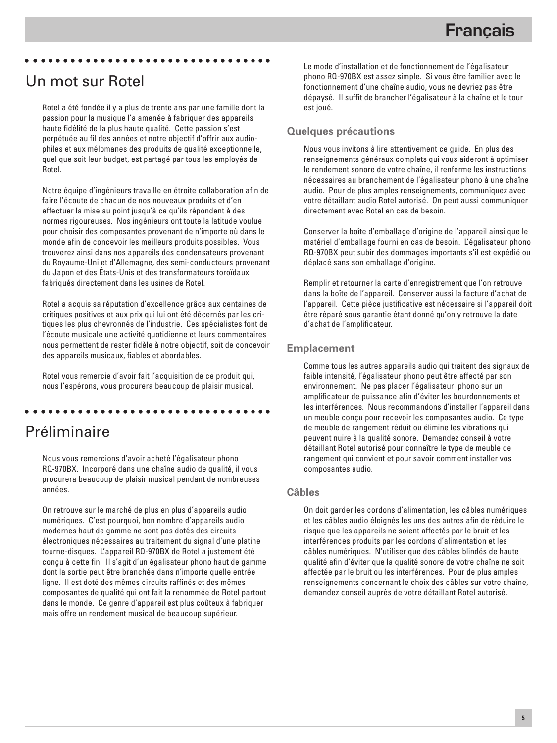## Un mot sur Rotel

Rotel a été fondée il y a plus de trente ans par une famille dont la passion pour la musique l'a amenée à fabriquer des appareils haute fidélité de la plus haute qualité. Cette passion s'est perpétuée au fil des années et notre objectif d'offrir aux audiophiles et aux mélomanes des produits de qualité exceptionnelle, quel que soit leur budget, est partagé par tous les employés de Rotel.

Notre équipe d'ingénieurs travaille en étroite collaboration afin de faire l'écoute de chacun de nos nouveaux produits et d'en effectuer la mise au point jusqu'à ce qu'ils répondent à des normes rigoureuses. Nos ingénieurs ont toute la latitude voulue pour choisir des composantes provenant de n'importe où dans le monde afin de concevoir les meilleurs produits possibles. Vous trouverez ainsi dans nos appareils des condensateurs provenant du Royaume-Uni et d'Allemagne, des semi-conducteurs provenant du Japon et des États-Unis et des transformateurs toroïdaux fabriqués directement dans les usines de Rotel.

Rotel a acquis sa réputation d'excellence grâce aux centaines de critiques positives et aux prix qui lui ont été décernés par les critiques les plus chevronnés de l'industrie. Ces spécialistes font de l'écoute musicale une activité quotidienne et leurs commentaires nous permettent de rester fidèle à notre objectif, soit de concevoir des appareils musicaux, fiables et abordables.

Rotel vous remercie d'avoir fait l'acquisition de ce produit qui, nous l'espérons, vous procurera beaucoup de plaisir musical.

## Préliminaire

Nous vous remercions d'avoir acheté l'égalisateur phono RQ-970BX. Incorporé dans une chaîne audio de qualité, il vous procurera beaucoup de plaisir musical pendant de nombreuses années.

On retrouve sur le marché de plus en plus d'appareils audio numériques. C'est pourquoi, bon nombre d'appareils audio modernes haut de gamme ne sont pas dotés des circuits électroniques nécessaires au traitement du signal d'une platine tourne-disques. L'appareil RQ-970BX de Rotel a justement été conçu à cette fin. Il s'agit d'un égalisateur phono haut de gamme dont la sortie peut être branchée dans n'importe quelle entrée ligne. Il est doté des mêmes circuits raffinés et des mêmes composantes de qualité qui ont fait la renommée de Rotel partout dans le monde. Ce genre d'appareil est plus coûteux à fabriquer mais offre un rendement musical de beaucoup supérieur.

Le mode d'installation et de fonctionnement de l'égalisateur phono RQ-970BX est assez simple. Si vous être familier avec le fonctionnement d'une chaîne audio, vous ne devriez pas être dépaysé. Il suffit de brancher l'égalisateur à la chaîne et le tour est joué.

### Quelques précautions

Nous vous invitons à lire attentivement ce guide. En plus des renseignements généraux complets qui vous aideront à optimiser le rendement sonore de votre chaîne, il renferme les instructions nécessaires au branchement de l'égalisateur phono à une chaîne audio. Pour de plus amples renseignements, communiquez avec votre détaillant audio Rotel autorisé. On peut aussi communiquer directement avec Rotel en cas de besoin.

Conserver la boîte d'emballage d'origine de l'appareil ainsi que le matériel d'emballage fourni en cas de besoin. L'égalisateur phono RQ-970BX peut subir des dommages importants s'il est expédié ou déplacé sans son emballage d'origine.

Remplir et retourner la carte d'enregistrement que l'on retrouve dans la boîte de l'appareil. Conserver aussi la facture d'achat de l'appareil. Cette pièce justificative est nécessaire si l'appareil doit être réparé sous garantie étant donné qu'on y retrouve la date d'achat de l'amplificateur.

### Emplacement

Comme tous les autres appareils audio qui traitent des signaux de faible intensité, l'égalisateur phono peut être affecté par son environnement. Ne pas placer l'égalisateur phono sur un amplificateur de puissance afin d'éviter les bourdonnements et les interférences. Nous recommandons d'installer l'appareil dans un meuble conçu pour recevoir les composantes audio. Ce type de meuble de rangement réduit ou élimine les vibrations qui peuvent nuire à la qualité sonore. Demandez conseil à votre détaillant Rotel autorisé pour connaître le type de meuble de rangement qui convient et pour savoir comment installer vos composantes audio.

### Câbles

On doit garder les cordons d'alimentation, les câbles numériques et les câbles audio éloignés les uns des autres afin de réduire le risque que les appareils ne soient affectés par le bruit et les interférences produits par les cordons d'alimentation et les câbles numériques. N'utiliser que des câbles blindés de haute qualité afin d'éviter que la qualité sonore de votre chaîne ne soit affectée par le bruit ou les interférences. Pour de plus amples renseignements concernant le choix des câbles sur votre chaîne, demandez conseil auprès de votre détaillant Rotel autorisé.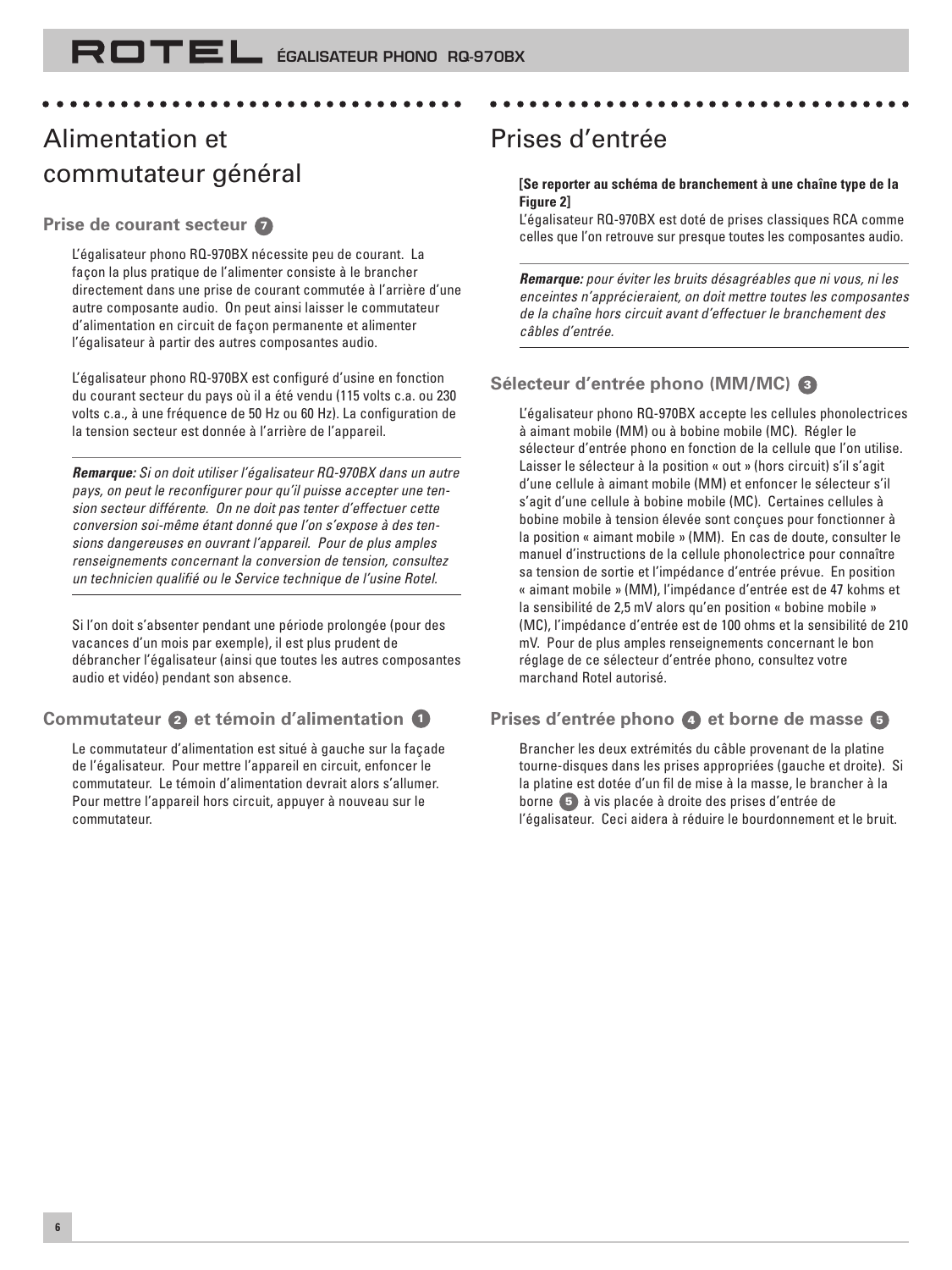## Alimentation et commutateur général

### Prise de courant secteur 7

L'égalisateur phono RQ-970BX nécessite peu de courant. La façon la plus pratique de l'alimenter consiste à le brancher directement dans une prise de courant commutée à l'arrière d'une autre composante audio. On peut ainsi laisser le commutateur d'alimentation en circuit de façon permanente et alimenter l'égalisateur à partir des autres composantes audio.

L'égalisateur phono RQ-970BX est configuré d'usine en fonction du courant secteur du pays où il a été vendu (115 volts c.a. ou 230 volts c.a., à une fréquence de 50 Hz ou 60 Hz). La configuration de la tension secteur est donnée à l'arrière de l'appareil.

***Remarque:*** *Si on doit utiliser l'égalisateur RQ-970BX dans un autre pays, on peut le reconfigurer pour qu'il puisse accepter une tension secteur différente. On ne doit pas tenter d'effectuer cette conversion soi-même étant donné que l'on s'expose à des tensions dangereuses en ouvrant l'appareil. Pour de plus amples renseignements concernant la conversion de tension, consultez un technicien qualifié ou le Service technique de l'usine Rotel.*

Si l'on doit s'absenter pendant une période prolongée (pour des vacances d'un mois par exemple), il est plus prudent de débrancher l'égalisateur (ainsi que toutes les autres composantes audio et vidéo) pendant son absence.

### Commutateur 2 et témoin d'alimentation 1

Le commutateur d'alimentation est situé à gauche sur la façade de l'égalisateur. Pour mettre l'appareil en circuit, enfoncer le commutateur. Le témoin d'alimentation devrait alors s'allumer. Pour mettre l'appareil hors circuit, appuyer à nouveau sur le commutateur.

## Prises d'entrée

**[Se reporter au schéma de branchement à une chaîne type de la Figure 2]**
L'égalisateur RQ-970BX est doté de prises classiques RCA comme celles que l'on retrouve sur presque toutes les composantes audio.

***Remarque:*** *pour éviter les bruits désagréables que ni vous, ni les enceintes n'apprécieraient, on doit mettre toutes les composantes de la chaîne hors circuit avant d'effectuer le branchement des câbles d'entrée.*

### Sélecteur d'entrée phono (MM/MC) 3

L'égalisateur phono RQ-970BX accepte les cellules phonolectrices à aimant mobile (MM) ou à bobine mobile (MC). Régler le sélecteur d'entrée phono en fonction de la cellule que l'on utilise. Laisser le sélecteur à la position « out » (hors circuit) s'il s'agit d'une cellule à aimant mobile (MM) et enfoncer le sélecteur s'il s'agit d'une cellule à bobine mobile (MC). Certaines cellules à bobine mobile à tension élevée sont conçues pour fonctionner à la position « aimant mobile » (MM). En cas de doute, consulter le manuel d'instructions de la cellule phonolectrice pour connaître sa tension de sortie et l'impédance d'entrée prévue. En position « aimant mobile » (MM), l'impédance d'entrée est de 47 kohms et la sensibilité de 2,5 mV alors qu'en position « bobine mobile » (MC), l'impédance d'entrée est de 100 ohms et la sensibilité de 210 mV. Pour de plus amples renseignements concernant le bon réglage de ce sélecteur d'entrée phono, consultez votre marchand Rotel autorisé.

### Prises d'entrée phono 4 et borne de masse 5

Brancher les deux extrémités du câble provenant de la platine tourne-disques dans les prises appropriées (gauche et droite). Si la platine est dotée d'un fil de mise à la masse, le brancher à la borne 5 à vis placée à droite des prises d'entrée de l'égalisateur. Ceci aidera à réduire le bourdonnement et le bruit.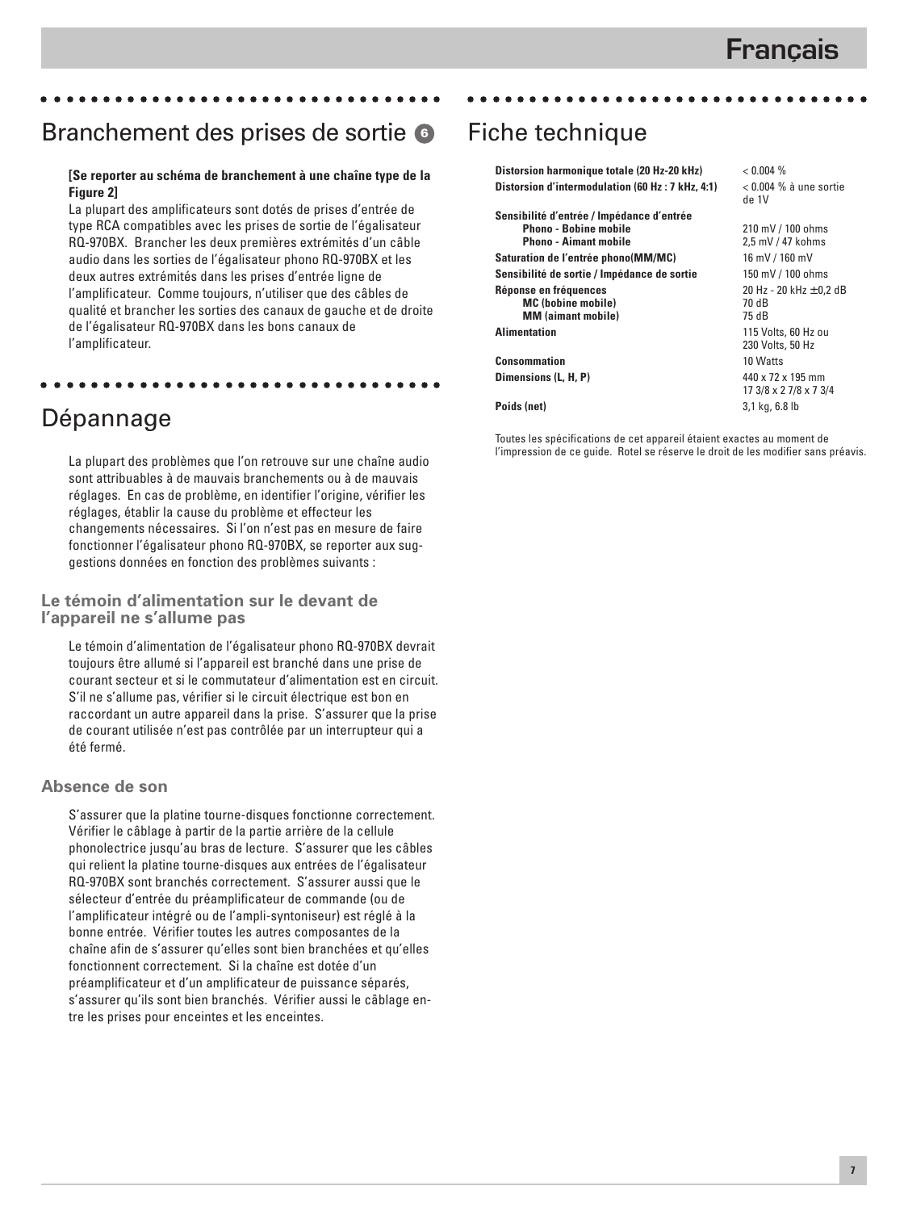## Branchement des prises de sortie 6

**[Se reporter au schéma de branchement à une chaîne type de la Figure 2]**

La plupart des amplificateurs sont dotés de prises d'entrée de type RCA compatibles avec les prises de sortie de l'égalisateur RQ-970BX. Brancher les deux premières extrémités d'un câble audio dans les sorties de l'égalisateur phono RQ-970BX et les deux autres extrémités dans les prises d'entrée ligne de l'amplificateur. Comme toujours, n'utiliser que des câbles de qualité et brancher les sorties des canaux de gauche et de droite de l'égalisateur RQ-970BX dans les bons canaux de l'amplificateur.

## Dépannage

La plupart des problèmes que l'on retrouve sur une chaîne audio sont attribuables à de mauvais branchements ou à de mauvais réglages. En cas de problème, en identifier l'origine, vérifier les réglages, établir la cause du problème et effecteur les changements nécessaires. Si l'on n'est pas en mesure de faire fonctionner l'égalisateur phono RQ-970BX, se reporter aux suggestions données en fonction des problèmes suivants :

### Le témoin d'alimentation sur le devant de l'appareil ne s'allume pas

Le témoin d'alimentation de l'égalisateur phono RQ-970BX devrait toujours être allumé si l'appareil est branché dans une prise de courant secteur et si le commutateur d'alimentation est en circuit. S'il ne s'allume pas, vérifier si le circuit électrique est bon en raccordant un autre appareil dans la prise. S'assurer que la prise de courant utilisée n'est pas contrôlée par un interrupteur qui a été fermé.

### Absence de son

S'assurer que la platine tourne-disques fonctionne correctement. Vérifier le câblage à partir de la partie arrière de la cellule phonolectrice jusqu'au bras de lecture. S'assurer que les câbles qui relient la platine tourne-disques aux entrées de l'égalisateur RQ-970BX sont branchés correctement. S'assurer aussi que le sélecteur d'entrée du préamplificateur de commande (ou de l'amplificateur intégré ou de l'ampli-syntoniseur) est réglé à la bonne entrée. Vérifier toutes les autres composantes de la chaîne afin de s'assurer qu'elles sont bien branchées et qu'elles fonctionnent correctement. Si la chaîne est dotée d'un préamplificateur et d'un amplificateur de puissance séparés, s'assurer qu'ils sont bien branchés. Vérifier aussi le câblage entre les prises pour enceintes et les enceintes.

## Fiche technique

| | |
|---|---|
| **Distorsion harmonique totale (20 Hz-20 kHz)** | < 0.004 % |
| **Distorsion d'intermodulation (60 Hz : 7 kHz, 4:1)** | < 0.004 % à une sortie de 1V |
| **Sensibilité d'entrée / Impédance d'entrée** | |
| **Phono - Bobine mobile** | 210 mV / 100 ohms |
| **Phono - Aimant mobile** | 2,5 mV / 47 kohms |
| **Saturation de l'entrée phono(MM/MC)** | 16 mV / 160 mV |
| **Sensibilité de sortie / Impédance de sortie** | 150 mV / 100 ohms |
| **Réponse en fréquences** | 20 Hz - 20 kHz ±0,2 dB |
| **MC (bobine mobile)** | 70 dB |
| **MM (aimant mobile)** | 75 dB |
| **Alimentation** | 115 Volts, 60 Hz ou 230 Volts, 50 Hz |
| **Consommation** | 10 Watts |
| **Dimensions (L, H, P)** | 440 x 72 x 195 mm<br>17 3/8 x 2 7/8 x 7 3/4 |
| **Poids (net)** | 3,1 kg, 6.8 lb |

Toutes les spécifications de cet appareil étaient exactes au moment de l'impression de ce guide. Rotel se réserve le droit de les modifier sans préavis.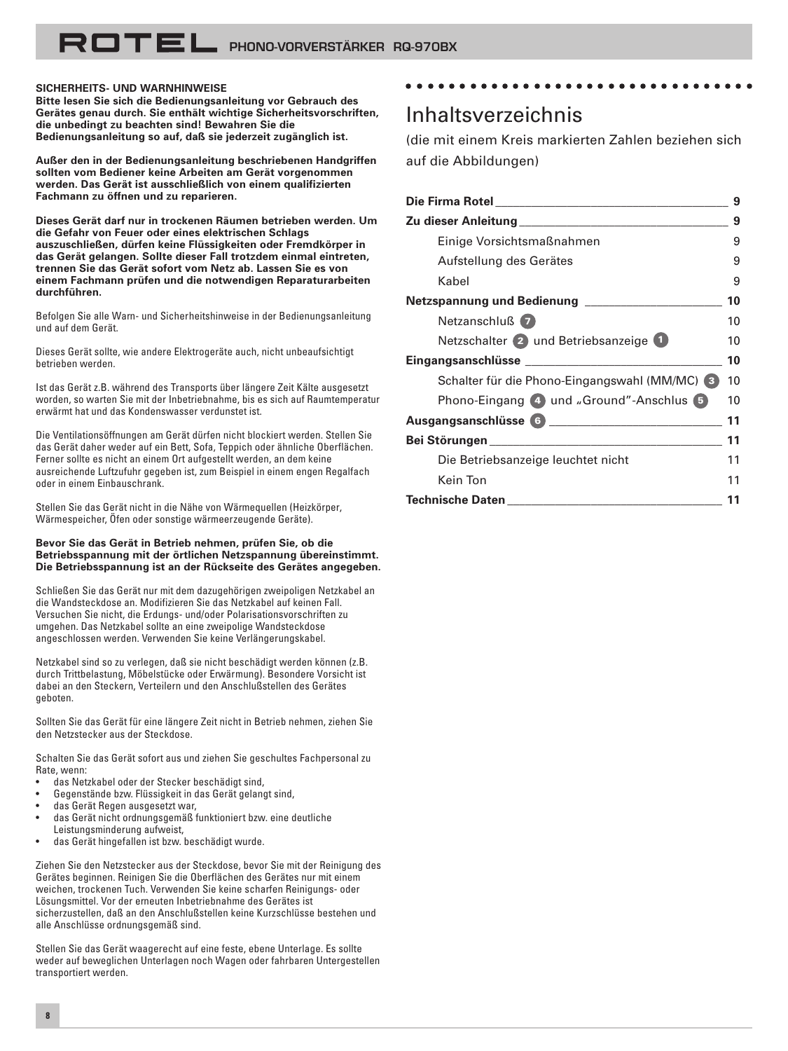**SICHERHEITS- UND WARNHINWEISE**
**Bitte lesen Sie sich die Bedienungsanleitung vor Gebrauch des Gerätes genau durch. Sie enthält wichtige Sicherheitsvorschriften, die unbedingt zu beachten sind! Bewahren Sie die Bedienungsanleitung so auf, daß sie jederzeit zugänglich ist.**

**Außer den in der Bedienungsanleitung beschriebenen Handgriffen sollten vom Bediener keine Arbeiten am Gerät vorgenommen werden. Das Gerät ist ausschließlich von einem qualifizierten Fachmann zu öffnen und zu reparieren.**

**Dieses Gerät darf nur in trockenen Räumen betrieben werden. Um die Gefahr von Feuer oder eines elektrischen Schlags auszuschließen, dürfen keine Flüssigkeiten oder Fremdkörper in das Gerät gelangen. Sollte dieser Fall trotzdem einmal eintreten, trennen Sie das Gerät sofort vom Netz ab. Lassen Sie es von einem Fachmann prüfen und die notwendigen Reparaturarbeiten durchführen.**

Befolgen Sie alle Warn- und Sicherheitshinweise in der Bedienungsanleitung und auf dem Gerät.

Dieses Gerät sollte, wie andere Elektrogeräte auch, nicht unbeaufsichtigt betrieben werden.

Ist das Gerät z.B. während des Transports über längere Zeit Kälte ausgesetzt worden, so warten Sie mit der Inbetriebnahme, bis es sich auf Raumtemperatur erwärmt hat und das Kondenswasser verdunstet ist.

Die Ventilationsöffnungen am Gerät dürfen nicht blockiert werden. Stellen Sie das Gerät daher weder auf ein Bett, Sofa, Teppich oder ähnliche Oberflächen. Ferner sollte es nicht an einem Ort aufgestellt werden, an dem keine ausreichende Luftzufuhr gegeben ist, zum Beispiel in einem engen Regalfach oder in einem Einbauschrank.

Stellen Sie das Gerät nicht in die Nähe von Wärmequellen (Heizkörper, Wärmespeicher, Öfen oder sonstige wärmeerzeugende Geräte).

**Bevor Sie das Gerät in Betrieb nehmen, prüfen Sie, ob die Betriebsspannung mit der örtlichen Netzspannung übereinstimmt. Die Betriebsspannung ist an der Rückseite des Gerätes angegeben.**

Schließen Sie das Gerät nur mit dem dazugehörigen zweipoligen Netzkabel an die Wandsteckdose an. Modifizieren Sie das Netzkabel auf keinen Fall. Versuchen Sie nicht, die Erdungs- und/oder Polarisationsvorschriften zu umgehen. Das Netzkabel sollte an eine zweipolige Wandsteckdose angeschlossen werden. Verwenden Sie keine Verlängerungskabel.

Netzkabel sind so zu verlegen, daß sie nicht beschädigt werden können (z.B. durch Trittbelastung, Möbelstücke oder Erwärmung). Besondere Vorsicht ist dabei an den Steckern, Verteilern und den Anschlußstellen des Gerätes geboten.

Sollten Sie das Gerät für eine längere Zeit nicht in Betrieb nehmen, ziehen Sie den Netzstecker aus der Steckdose.

Schalten Sie das Gerät sofort aus und ziehen Sie geschultes Fachpersonal zu Rate, wenn:

- das Netzkabel oder der Stecker beschädigt sind,
- Gegenstände bzw. Flüssigkeit in das Gerät gelangt sind,
- das Gerät Regen ausgesetzt war,
- das Gerät nicht ordnungsgemäß funktioniert bzw. eine deutliche Leistungsminderung aufweist,
- das Gerät hingefallen ist bzw. beschädigt wurde.

Ziehen Sie den Netzstecker aus der Steckdose, bevor Sie mit der Reinigung des Gerätes beginnen. Reinigen Sie die Oberflächen des Gerätes nur mit einem weichen, trockenen Tuch. Verwenden Sie keine scharfen Reinigungs- oder Lösungsmittel. Vor der erneuten Inbetriebnahme des Gerätes ist sicherzustellen, daß an den Anschlußstellen keine Kurzschlüsse bestehen und alle Anschlüsse ordnungsgemäß sind.

Stellen Sie das Gerät waagerecht auf eine feste, ebene Unterlage. Es sollte weder auf beweglichen Unterlagen noch Wagen oder fahrbaren Untergestellen transportiert werden.

# Inhaltsverzeichnis

(die mit einem Kreis markierten Zahlen beziehen sich auf die Abbildungen)

| | |
|---|---|
| **Die Firma Rotel** | **9** |
| **Zu dieser Anleitung** | **9** |
| Einige Vorsichtsmaßnahmen | 9 |
| Aufstellung des Gerätes | 9 |
| Kabel | 9 |
| **Netzspannung und Bedienung** | **10** |
| Netzanschluß 7 | 10 |
| Netzschalter 2 und Betriebsanzeige 1 | 10 |
| **Eingangsanschlüsse** | **10** |
| Schalter für die Phono-Eingangswahl (MM/MC) 3 | 10 |
| Phono-Eingang 4 und „Ground"-Anschlus 5 | 10 |
| **Ausgangsanschlüsse 6** | **11** |
| **Bei Störungen** | **11** |
| Die Betriebsanzeige leuchtet nicht | 11 |
| Kein Ton | 11 |
| **Technische Daten** | **11** |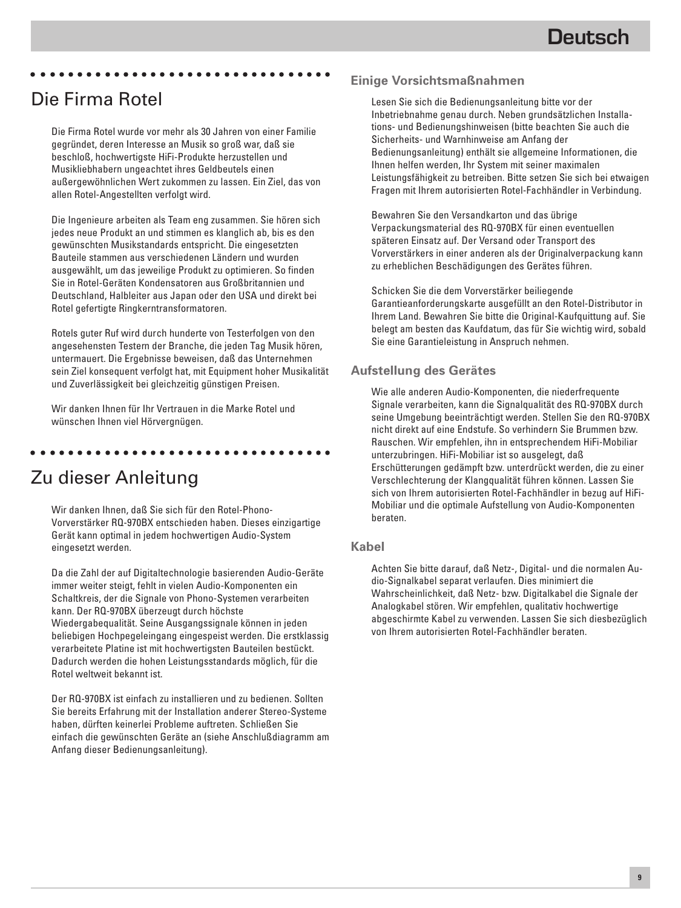## Die Firma Rotel

Die Firma Rotel wurde vor mehr als 30 Jahren von einer Familie gegründet, deren Interesse an Musik so groß war, daß sie beschloß, hochwertigste HiFi-Produkte herzustellen und Musikliebhabern ungeachtet ihres Geldbeutels einen außergewöhnlichen Wert zukommen zu lassen. Ein Ziel, das von allen Rotel-Angestellten verfolgt wird.

Die Ingenieure arbeiten als Team eng zusammen. Sie hören sich jedes neue Produkt an und stimmen es klanglich ab, bis es den gewünschten Musikstandards entspricht. Die eingesetzten Bauteile stammen aus verschiedenen Ländern und wurden ausgewählt, um das jeweilige Produkt zu optimieren. So finden Sie in Rotel-Geräten Kondensatoren aus Großbritannien und Deutschland, Halbleiter aus Japan oder den USA und direkt bei Rotel gefertigte Ringkerntransformatoren.

Rotels guter Ruf wird durch hunderte von Testerfolgen von den angesehensten Testern der Branche, die jeden Tag Musik hören, untermauert. Die Ergebnisse beweisen, daß das Unternehmen sein Ziel konsequent verfolgt hat, mit Equipment hoher Musikalität und Zuverlässigkeit bei gleichzeitig günstigen Preisen.

Wir danken Ihnen für Ihr Vertrauen in die Marke Rotel und wünschen Ihnen viel Hörvergnügen.

## Zu dieser Anleitung

Wir danken Ihnen, daß Sie sich für den Rotel-Phono-Vorverstärker RQ-970BX entschieden haben. Dieses einzigartige Gerät kann optimal in jedem hochwertigen Audio-System eingesetzt werden.

Da die Zahl der auf Digitaltechnologie basierenden Audio-Geräte immer weiter steigt, fehlt in vielen Audio-Komponenten ein Schaltkreis, der die Signale von Phono-Systemen verarbeiten kann. Der RQ-970BX überzeugt durch höchste Wiedergabequalität. Seine Ausgangssignale können in jeden beliebigen Hochpegeleingang eingespeist werden. Die erstklassig verarbeitete Platine ist mit hochwertigsten Bauteilen bestückt. Dadurch werden die hohen Leistungsstandards möglich, für die Rotel weltweit bekannt ist.

Der RQ-970BX ist einfach zu installieren und zu bedienen. Sollten Sie bereits Erfahrung mit der Installation anderer Stereo-Systeme haben, dürften keinerlei Probleme auftreten. Schließen Sie einfach die gewünschten Geräte an (siehe Anschlußdiagramm am Anfang dieser Bedienungsanleitung).

### Einige Vorsichtsmaßnahmen

Lesen Sie sich die Bedienungsanleitung bitte vor der Inbetriebnahme genau durch. Neben grundsätzlichen Installations- und Bedienungshinweisen (bitte beachten Sie auch die Sicherheits- und Warnhinweise am Anfang der Bedienungsanleitung) enthält sie allgemeine Informationen, die Ihnen helfen werden, Ihr System mit seiner maximalen Leistungsfähigkeit zu betreiben. Bitte setzen Sie sich bei etwaigen Fragen mit Ihrem autorisierten Rotel-Fachhändler in Verbindung.

Bewahren Sie den Versandkarton und das übrige Verpackungsmaterial des RQ-970BX für einen eventuellen späteren Einsatz auf. Der Versand oder Transport des Vorverstärkers in einer anderen als der Originalverpackung kann zu erheblichen Beschädigungen des Gerätes führen.

Schicken Sie die dem Vorverstärker beiliegende Garantieanforderungskarte ausgefüllt an den Rotel-Distributor in Ihrem Land. Bewahren Sie bitte die Original-Kaufquittung auf. Sie belegt am besten das Kaufdatum, das für Sie wichtig wird, sobald Sie eine Garantieleistung in Anspruch nehmen.

### Aufstellung des Gerätes

Wie alle anderen Audio-Komponenten, die niederfrequente Signale verarbeiten, kann die Signalqualität des RQ-970BX durch seine Umgebung beeinträchtigt werden. Stellen Sie den RQ-970BX nicht direkt auf eine Endstufe. So verhindern Sie Brummen bzw. Rauschen. Wir empfehlen, ihn in entsprechendem HiFi-Mobiliar unterzubringen. HiFi-Mobiliar ist so ausgelegt, daß Erschütterungen gedämpft bzw. unterdrückt werden, die zu einer Verschlechterung der Klangqualität führen können. Lassen Sie sich von Ihrem autorisierten Rotel-Fachhändler in bezug auf HiFi-Mobiliar und die optimale Aufstellung von Audio-Komponenten beraten.

### Kabel

Achten Sie bitte darauf, daß Netz-, Digital- und die normalen Audio-Signalkabel separat verlaufen. Dies minimiert die Wahrscheinlichkeit, daß Netz- bzw. Digitalkabel die Signale der Analogkabel stören. Wir empfehlen, qualitativ hochwertige abgeschirmte Kabel zu verwenden. Lassen Sie sich diesbezüglich von Ihrem autorisierten Rotel-Fachhändler beraten.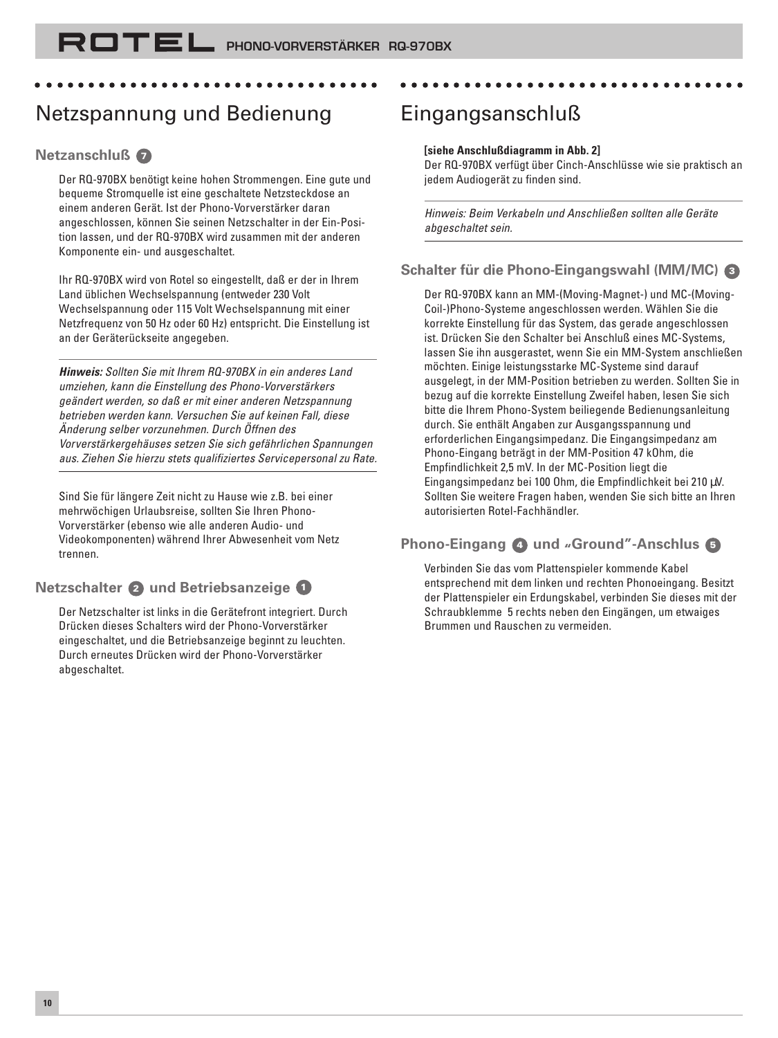# Netzspannung und Bedienung

## Netzanschluß 7

Der RQ-970BX benötigt keine hohen Strommengen. Eine gute und bequeme Stromquelle ist eine geschaltete Netzsteckdose an einem anderen Gerät. Ist der Phono-Vorverstärker daran angeschlossen, können Sie seinen Netzschalter in der Ein-Position lassen, und der RQ-970BX wird zusammen mit der anderen Komponente ein- und ausgeschaltet.

Ihr RQ-970BX wird von Rotel so eingestellt, daß er der in Ihrem Land üblichen Wechselspannung (entweder 230 Volt Wechselspannung oder 115 Volt Wechselspannung mit einer Netzfrequenz von 50 Hz oder 60 Hz) entspricht. Die Einstellung ist an der Geräterückseite angegeben.

***Hinweis:*** *Sollten Sie mit Ihrem RQ-970BX in ein anderes Land umziehen, kann die Einstellung des Phono-Vorverstärkers geändert werden, so daß er mit einer anderen Netzspannung betrieben werden kann. Versuchen Sie auf keinen Fall, diese Änderung selber vorzunehmen. Durch Öffnen des Vorverstärkergehäuses setzen Sie sich gefährlichen Spannungen aus. Ziehen Sie hierzu stets qualifiziertes Servicepersonal zu Rate.*

Sind Sie für längere Zeit nicht zu Hause wie z.B. bei einer mehrwöchigen Urlaubsreise, sollten Sie Ihren Phono-Vorverstärker (ebenso wie alle anderen Audio- und Videokomponenten) während Ihrer Abwesenheit vom Netz trennen.

## Netzschalter 2 und Betriebsanzeige 1

Der Netzschalter ist links in die Gerätefront integriert. Durch Drücken dieses Schalters wird der Phono-Vorverstärker eingeschaltet, und die Betriebsanzeige beginnt zu leuchten. Durch erneutes Drücken wird der Phono-Vorverstärker abgeschaltet.

# Eingangsanschluß

**[siehe Anschlußdiagramm in Abb. 2]**

Der RQ-970BX verfügt über Cinch-Anschlüsse wie sie praktisch an jedem Audiogerät zu finden sind.

*Hinweis: Beim Verkabeln und Anschließen sollten alle Geräte abgeschaltet sein.*

## Schalter für die Phono-Eingangswahl (MM/MC) 3

Der RQ-970BX kann an MM-(Moving-Magnet-) und MC-(Moving-Coil-)Phono-Systeme angeschlossen werden. Wählen Sie die korrekte Einstellung für das System, das gerade angeschlossen ist. Drücken Sie den Schalter bei Anschluß eines MC-Systems, lassen Sie ihn ausgerastet, wenn Sie ein MM-System anschließen möchten. Einige leistungsstarke MC-Systeme sind darauf ausgelegt, in der MM-Position betrieben zu werden. Sollten Sie in bezug auf die korrekte Einstellung Zweifel haben, lesen Sie sich bitte die Ihrem Phono-System beiliegende Bedienungsanleitung durch. Sie enthält Angaben zur Ausgangsspannung und erforderlichen Eingangsimpedanz. Die Eingangsimpedanz am Phono-Eingang beträgt in der MM-Position 47 kOhm, die Empfindlichkeit 2,5 mV. In der MC-Position liegt die Eingangsimpedanz bei 100 Ohm, die Empfindlichkeit bei 210 µV. Sollten Sie weitere Fragen haben, wenden Sie sich bitte an Ihren autorisierten Rotel-Fachhändler.

## Phono-Eingang 4 und „Ground"-Anschlus 5

Verbinden Sie das vom Plattenspieler kommende Kabel entsprechend mit dem linken und rechten Phonoeingang. Besitzt der Plattenspieler ein Erdungskabel, verbinden Sie dieses mit der Schraubklemme 5 rechts neben den Eingängen, um etwaiges Brummen und Rauschen zu vermeiden.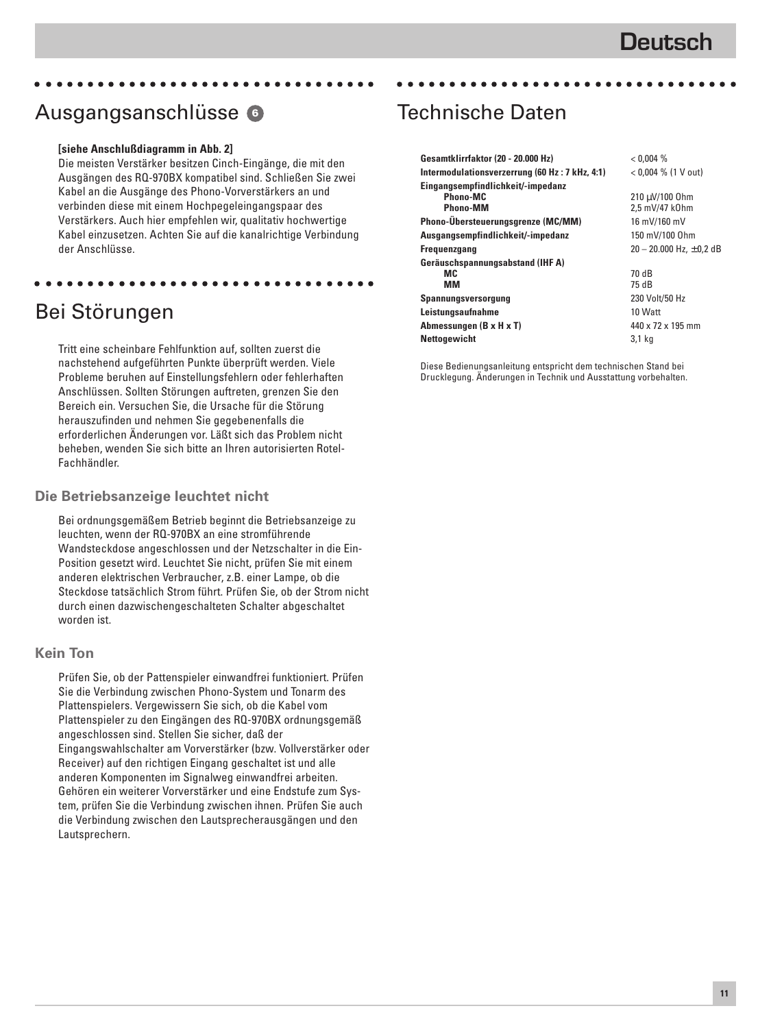## Ausgangsanschlüsse 6

**[siehe Anschlußdiagramm in Abb. 2]**

Die meisten Verstärker besitzen Cinch-Eingänge, die mit den Ausgängen des RQ-970BX kompatibel sind. Schließen Sie zwei Kabel an die Ausgänge des Phono-Vorverstärkers an und verbinden diese mit einem Hochpegeleingangspaar des Verstärkers. Auch hier empfehlen wir, qualitativ hochwertige Kabel einzusetzen. Achten Sie auf die kanalrichtige Verbindung der Anschlüsse.

## Bei Störungen

Tritt eine scheinbare Fehlfunktion auf, sollten zuerst die nachstehend aufgeführten Punkte überprüft werden. Viele Probleme beruhen auf Einstellungsfehlern oder fehlerhaften Anschlüssen. Sollten Störungen auftreten, grenzen Sie den Bereich ein. Versuchen Sie, die Ursache für die Störung herauszufinden und nehmen Sie gegebenenfalls die erforderlichen Änderungen vor. Läßt sich das Problem nicht beheben, wenden Sie sich bitte an Ihren autorisierten Rotel-Fachhändler.

### Die Betriebsanzeige leuchtet nicht

Bei ordnungsgemäßem Betrieb beginnt die Betriebsanzeige zu leuchten, wenn der RQ-970BX an eine stromführende Wandsteckdose angeschlossen und der Netzschalter in die Ein-Position gesetzt wird. Leuchtet Sie nicht, prüfen Sie mit einem anderen elektrischen Verbraucher, z.B. einer Lampe, ob die Steckdose tatsächlich Strom führt. Prüfen Sie, ob der Strom nicht durch einen dazwischengeschalteten Schalter abgeschaltet worden ist.

### Kein Ton

Prüfen Sie, ob der Pattenspieler einwandfrei funktioniert. Prüfen Sie die Verbindung zwischen Phono-System und Tonarm des Plattenspielers. Vergewissern Sie sich, ob die Kabel vom Plattenspieler zu den Eingängen des RQ-970BX ordnungsgemäß angeschlossen sind. Stellen Sie sicher, daß der Eingangswahlschalter am Vorverstärker (bzw. Vollverstärker oder Receiver) auf den richtigen Eingang geschaltet ist und alle anderen Komponenten im Signalweg einwandfrei arbeiten. Gehören ein weiterer Vorverstärker und eine Endstufe zum System, prüfen Sie die Verbindung zwischen ihnen. Prüfen Sie auch die Verbindung zwischen den Lautsprecherausgängen und den Lautsprechern.

## Technische Daten

| | |
|---|---|
| **Gesamtklirrfaktor (20 - 20.000 Hz)** | < 0,004 % |
| **Intermodulationsverzerrung (60 Hz : 7 kHz, 4:1)** | < 0,004 % (1 V out) |
| **Eingangsempfindlichkeit/-impedanz** | |
| **Phono-MC** | 210 µV/100 Ohm |
| **Phono-MM** | 2,5 mV/47 kOhm |
| **Phono-Übersteuerungsgrenze (MC/MM)** | 16 mV/160 mV |
| **Ausgangsempfindlichkeit/-impedanz** | 150 mV/100 Ohm |
| **Frequenzgang** | 20 – 20.000 Hz, ±0,2 dB |
| **Geräuschspannungsabstand (IHF A)** | |
| **MC** | 70 dB |
| **MM** | 75 dB |
| **Spannungsversorgung** | 230 Volt/50 Hz |
| **Leistungsaufnahme** | 10 Watt |
| **Abmessungen (B x H x T)** | 440 x 72 x 195 mm |
| **Nettogewicht** | 3,1 kg |

Diese Bedienungsanleitung entspricht dem technischen Stand bei Drucklegung. Änderungen in Technik und Ausstattung vorbehalten.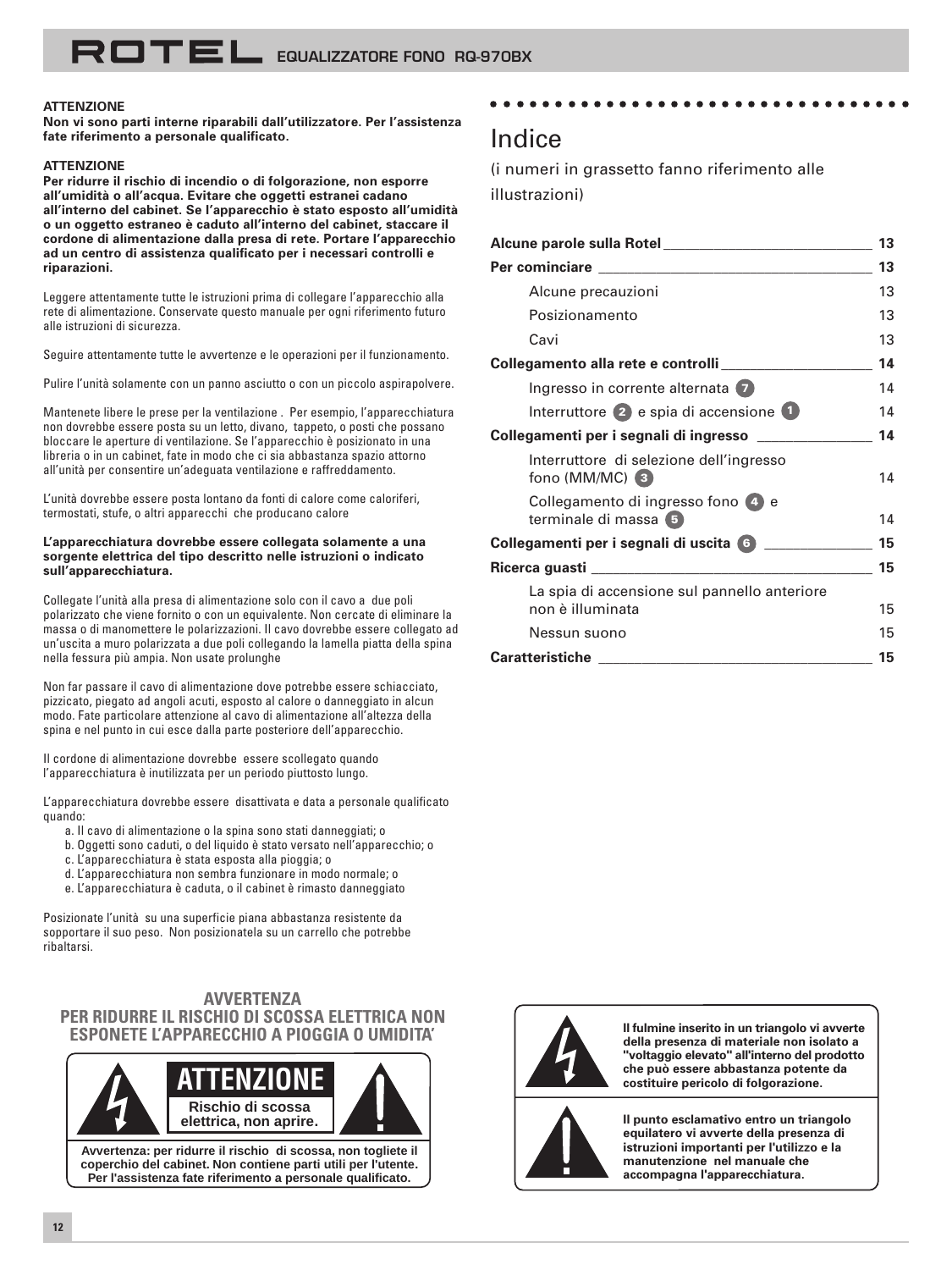**ATTENZIONE**
**Non vi sono parti interne riparabili dall'utilizzatore. Per l'assistenza fate riferimento a personale qualificato.**

**ATTENZIONE**
**Per ridurre il rischio di incendio o di folgorazione, non esporre all'umidità o all'acqua. Evitare che oggetti estranei cadano all'interno del cabinet. Se l'apparecchio è stato esposto all'umidità o un oggetto estraneo è caduto all'interno del cabinet, staccare il cordone di alimentazione dalla presa di rete. Portare l'apparecchio ad un centro di assistenza qualificato per i necessari controlli e riparazioni.**

Leggere attentamente tutte le istruzioni prima di collegare l'apparecchio alla rete di alimentazione. Conservate questo manuale per ogni riferimento futuro alle istruzioni di sicurezza.

Seguire attentamente tutte le avvertenze e le operazioni per il funzionamento.

Pulire l'unità solamente con un panno asciutto o con un piccolo aspirapolvere.

Mantenete libere le prese per la ventilazione . Per esempio, l'apparecchiatura non dovrebbe essere posta su un letto, divano, tappeto, o posti che possano bloccare le aperture di ventilazione. Se l'apparecchio è posizionato in una libreria o in un cabinet, fate in modo che ci sia abbastanza spazio attorno all'unità per consentire un'adeguata ventilazione e raffreddamento.

L'unità dovrebbe essere posta lontano da fonti di calore come caloriferi, termostati, stufe, o altri apparecchi che producano calore

**L'apparecchiatura dovrebbe essere collegata solamente a una sorgente elettrica del tipo descritto nelle istruzioni o indicato sull'apparecchiatura.**

Collegate l'unità alla presa di alimentazione solo con il cavo a due poli polarizzato che viene fornito o con un equivalente. Non cercate di eliminare la massa o di manomettere le polarizzazioni. Il cavo dovrebbe essere collegato ad un'uscita a muro polarizzata a due poli collegando la lamella piatta della spina nella fessura più ampia. Non usate prolunghe

Non far passare il cavo di alimentazione dove potrebbe essere schiacciato, pizzicato, piegato ad angoli acuti, esposto al calore o danneggiato in alcun modo. Fate particolare attenzione al cavo di alimentazione all'altezza della spina e nel punto in cui esce dalla parte posteriore dell'apparecchio.

Il cordone di alimentazione dovrebbe essere scollegato quando l'apparecchiatura è inutilizzata per un periodo piuttosto lungo.

L'apparecchiatura dovrebbe essere disattivata e data a personale qualificato quando:

a. Il cavo di alimentazione o la spina sono stati danneggiati; o
b. Oggetti sono caduti, o del liquido è stato versato nell'apparecchio; o
c. L'apparecchiatura è stata esposta alla pioggia; o
d. L'apparecchiatura non sembra funzionare in modo normale; o
e. L'apparecchiatura è caduta, o il cabinet è rimasto danneggiato

Posizionate l'unità su una superficie piana abbastanza resistente da sopportare il suo peso. Non posizionatela su un carrello che potrebbe ribaltarsi.

**AVVERTENZA**
**PER RIDURRE IL RISCHIO DI SCOSSA ELETTRICA NON ESPONETE L'APPARECCHIO A PIOGGIA O UMIDITA'**

**ATTENZIONE**
**Rischio di scossa elettrica, non aprire.**

**Avvertenza: per ridurre il rischio di scossa, non togliete il coperchio del cabinet. Non contiene parti utili per l'utente. Per l'assistenza fate riferimento a personale qualificato.**

# Indice

(i numeri in grassetto fanno riferimento alle illustrazioni)

**Alcune parole sulla Rotel** — **13**
**Per cominciare** — **13**
- Alcune precauzioni — 13
- Posizionamento — 13
- Cavi — 13

**Collegamento alla rete e controlli** — **14**
- Ingresso in corrente alternata **7** — 14
- Interruttore **2** e spia di accensione **1** — 14

**Collegamenti per i segnali di ingresso** — **14**
- Interruttore di selezione dell'ingresso fono (MM/MC) **3** — 14
- Collegamento di ingresso fono **4** e terminale di massa **5** — 14

**Collegamenti per i segnali di uscita 6** — **15**
**Ricerca guasti** — **15**
- La spia di accensione sul pannello anteriore non è illuminata — 15
- Nessun suono — 15

**Caratteristiche** — **15**

**Il fulmine inserito in un triangolo vi avverte della presenza di materiale non isolato a "voltaggio elevato" all'interno del prodotto che può essere abbastanza potente da costituire pericolo di folgorazione.**

**Il punto esclamativo entro un triangolo equilatero vi avverte della presenza di istruzioni importanti per l'utilizzo e la manutenzione nel manuale che accompagna l'apparecchiatura.**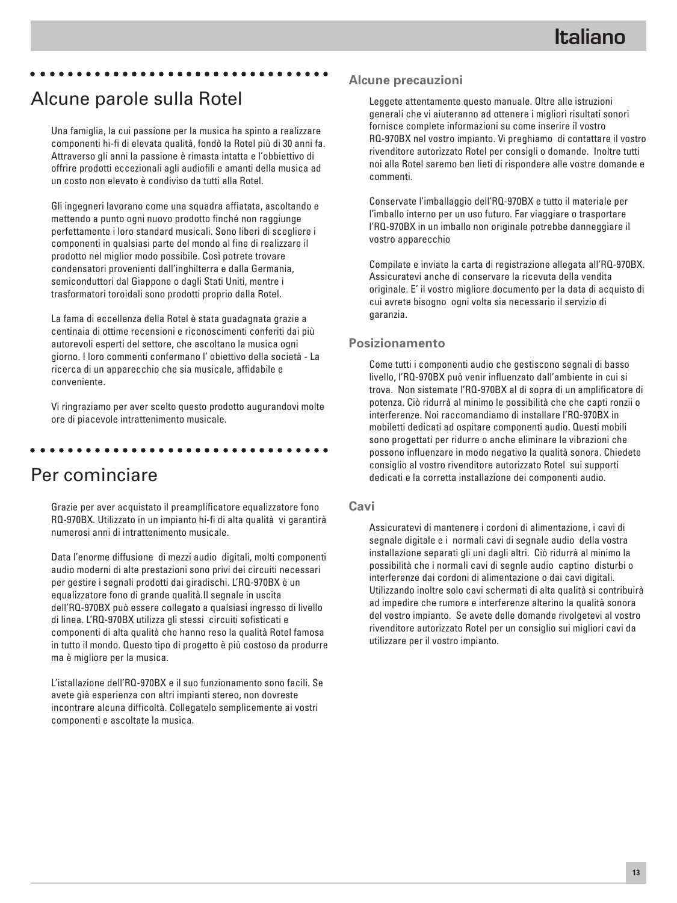# Alcune parole sulla Rotel

Una famiglia, la cui passione per la musica ha spinto a realizzare componenti hi-fi di elevata qualità, fondò la Rotel più di 30 anni fa. Attraverso gli anni la passione è rimasta intatta e l'obbiettivo di offrire prodotti eccezionali agli audiofili e amanti della musica ad un costo non elevato è condiviso da tutti alla Rotel.

Gli ingegneri lavorano come una squadra affiatata, ascoltando e mettendo a punto ogni nuovo prodotto finché non raggiunge perfettamente i loro standard musicali. Sono liberi di scegliere i componenti in qualsiasi parte del mondo al fine di realizzare il prodotto nel miglior modo possibile. Così potrete trovare condensatori provenienti dall'inghilterra e dalla Germania, semiconduttori dal Giappone o dagli Stati Uniti, mentre i trasformatori toroidali sono prodotti proprio dalla Rotel.

La fama di eccellenza della Rotel è stata guadagnata grazie a centinaia di ottime recensioni e riconoscimenti conferiti dai più autorevoli esperti del settore, che ascoltano la musica ogni giorno. I loro commenti confermano l' obiettivo della società - La ricerca di un apparecchio che sia musicale, affidabile e conveniente.

Vi ringraziamo per aver scelto questo prodotto augurandovi molte ore di piacevole intrattenimento musicale.

# Per cominciare

Grazie per aver acquistato il preamplificatore equalizzatore fono RQ-970BX. Utilizzato in un impianto hi-fi di alta qualità vi garantirà numerosi anni di intrattenimento musicale.

Data l'enorme diffusione di mezzi audio digitali, molti componenti audio moderni di alte prestazioni sono privi dei circuiti necessari per gestire i segnali prodotti dai giradischi. L'RQ-970BX è un equalizzatore fono di grande qualità.Il segnale in uscita dell'RQ-970BX può essere collegato a qualsiasi ingresso di livello di linea. L'RQ-970BX utilizza gli stessi circuiti sofisticati e componenti di alta qualità che hanno reso la qualità Rotel famosa in tutto il mondo. Questo tipo di progetto è più costoso da produrre ma è migliore per la musica.

L'istallazione dell'RQ-970BX e il suo funzionamento sono facili. Se avete già esperienza con altri impianti stereo, non dovreste incontrare alcuna difficoltà. Collegatelo semplicemente ai vostri componenti e ascoltate la musica.

### Alcune precauzioni

Leggete attentamente questo manuale. Oltre alle istruzioni generali che vi aiuteranno ad ottenere i migliori risultati sonori fornisce complete informazioni su come inserire il vostro RQ-970BX nel vostro impianto. Vi preghiamo di contattare il vostro rivenditore autorizzato Rotel per consigli o domande. Inoltre tutti noi alla Rotel saremo ben lieti di rispondere alle vostre domande e commenti.

Conservate l'imballaggio dell'RQ-970BX e tutto il materiale per l'imballo interno per un uso futuro. Far viaggiare o trasportare l'RQ-970BX in un imballo non originale potrebbe danneggiare il vostro apparecchio

Compilate e inviate la carta di registrazione allegata all'RQ-970BX. Assicuratevi anche di conservare la ricevuta della vendita originale. E' il vostro migliore documento per la data di acquisto di cui avrete bisogno ogni volta sia necessario il servizio di garanzia.

### Posizionamento

Come tutti i componenti audio che gestiscono segnali di basso livello, l'RQ-970BX può venir influenzato dall'ambiente in cui si trova. Non sistemate l'RQ-970BX al di sopra di un amplificatore di potenza. Ciò ridurrà al minimo le possibilità che che capti ronzii o interferenze. Noi raccomandiamo di installare l'RQ-970BX in mobiletti dedicati ad ospitare componenti audio. Questi mobili sono progettati per ridurre o anche eliminare le vibrazioni che possono influenzare in modo negativo la qualità sonora. Chiedete consiglio al vostro rivenditore autorizzato Rotel sui supporti dedicati e la corretta installazione dei componenti audio.

### Cavi

Assicuratevi di mantenere i cordoni di alimentazione, i cavi di segnale digitale e i normali cavi di segnale audio della vostra installazione separati gli uni dagli altri. Ciò ridurrà al minimo la possibilità che i normali cavi di segnle audio captino disturbi o interferenze dai cordoni di alimentazione o dai cavi digitali. Utilizzando inoltre solo cavi schermati di alta qualità si contribuirà ad impedire che rumore e interferenze alterino la qualità sonora del vostro impianto. Se avete delle domande rivolgetevi al vostro rivenditore autorizzato Rotel per un consiglio sui migliori cavi da utilizzare per il vostro impianto.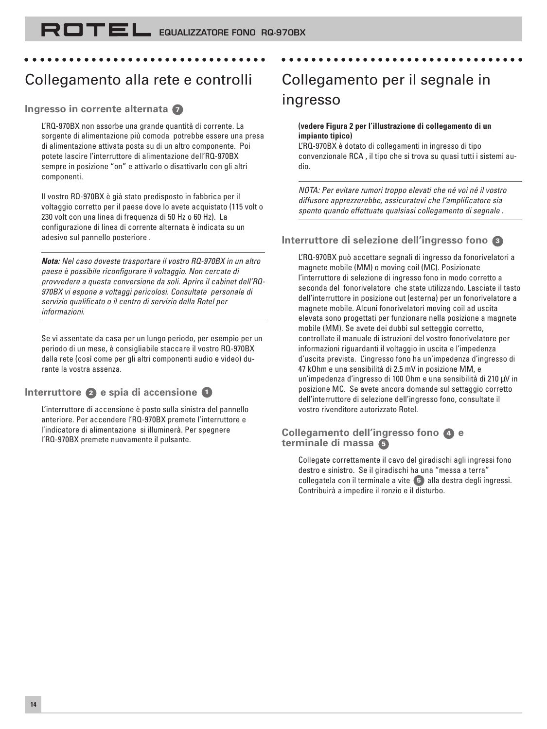## Collegamento alla rete e controlli

### Ingresso in corrente alternata 7

L'RQ-970BX non assorbe una grande quantità di corrente. La sorgente di alimentazione più comoda potrebbe essere una presa di alimentazione attivata posta su di un altro componente. Poi potete lasciare l'interruttore di alimentazione dell'RQ-970BX sempre in posizione "on" e attivarlo o disattivarlo con gli altri componenti.

Il vostro RQ-970BX è già stato predisposto in fabbrica per il voltaggio corretto per il paese dove lo avete acquistato (115 volt o 230 volt con una linea di frequenza di 50 Hz o 60 Hz). La configurazione di linea di corrente alternata è indicata su un adesivo sul pannello posteriore .

***Nota:*** *Nel caso doveste trasportare il vostro RQ-970BX in un altro paese è possibile riconfigurare il voltaggio. Non cercate di provvedere a questa conversione da soli. Aprire il cabinet dell'RQ-970BX vi espone a voltaggi pericolosi. Consultate personale di servizio qualificato o il centro di servizio della Rotel per informazioni.*

Se vi assentate da casa per un lungo periodo, per esempio per un periodo di un mese, è consigliabile staccare il vostro RQ-970BX dalla rete (così come per gli altri componenti audio e video) durante la vostra assenza.

### Interruttore 2 e spia di accensione 1

L'interruttore di accensione è posto sulla sinistra del pannello anteriore. Per accendere l'RQ-970BX premete l'interruttore e l'indicatore di alimentazione si illuminerà. Per spegnere l'RQ-970BX premete nuovamente il pulsante.

## Collegamento per il segnale in ingresso

**(vedere Figura 2 per l'illustrazione di collegamento di un impianto tipico)**
L'RQ-970BX è dotato di collegamenti in ingresso di tipo convenzionale RCA , il tipo che si trova su quasi tutti i sistemi audio.

*NOTA: Per evitare rumori troppo elevati che né voi né il vostro diffusore apprezzerebbe, assicuratevi che l'amplificatore sia spento quando effettuate qualsiasi collegamento di segnale .*

### Interruttore di selezione dell'ingresso fono 3

L'RQ-970BX può accettare segnali di ingresso da fonorivelatori a magnete mobile (MM) o moving coil (MC). Posizionate l'interruttore di selezione di ingresso fono in modo corretto a seconda del fonorivelatore che state utilizzando. Lasciate il tasto dell'interruttore in posizione out (esterna) per un fonorivelatore a magnete mobile. Alcuni fonorivelatori moving coil ad uscita elevata sono progettati per funzionare nella posizione a magnete mobile (MM). Se avete dei dubbi sul setteggio corretto, controllate il manuale di istruzioni del vostro fonorivelatore per informazioni riguardanti il voltaggio in uscita e l'impedenza d'uscita prevista. L'ingresso fono ha un'impedenza d'ingresso di 47 kOhm e una sensibilità di 2.5 mV in posizione MM, e un'impedenza d'ingresso di 100 Ohm e una sensibilità di 210 µV in posizione MC. Se avete ancora domande sul settaggio corretto dell'interruttore di selezione dell'ingresso fono, consultate il vostro rivenditore autorizzato Rotel.

### Collegamento dell'ingresso fono 4 e terminale di massa 5

Collegate correttamente il cavo del giradischi agli ingressi fono destro e sinistro. Se il giradischi ha una "messa a terra" collegatela con il terminale a vite 5 alla destra degli ingressi. Contribuirà a impedire il ronzio e il disturbo.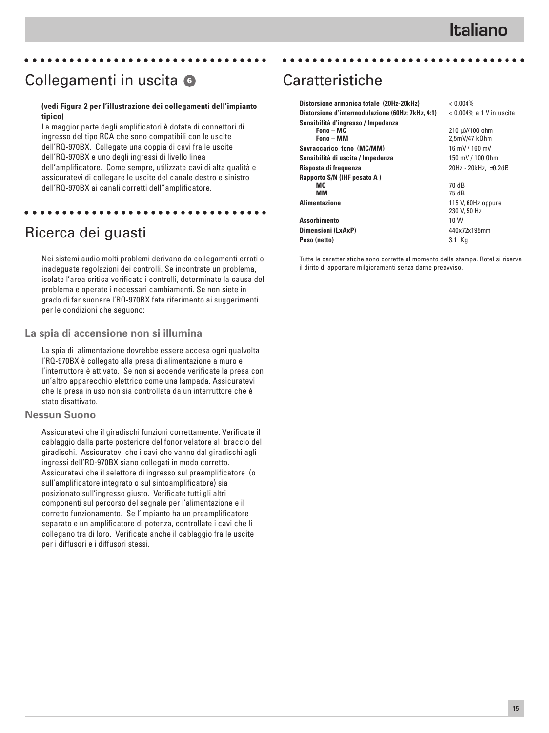## Collegamenti in uscita 6

**(vedi Figura 2 per l'illustrazione dei collegamenti dell'impianto tipico)**

La maggior parte degli amplificatori è dotata di connettori di ingresso del tipo RCA che sono compatibili con le uscite dell'RQ-970BX. Collegate una coppia di cavi fra le uscite dell'RQ-970BX e uno degli ingressi di livello linea dell'amplificatore. Come sempre, utilizzate cavi di alta qualità e assicuratevi di collegare le uscite del canale destro e sinistro dell'RQ-970BX ai canali corretti dell"amplificatore.

## Ricerca dei guasti

Nei sistemi audio molti problemi derivano da collegamenti errati o inadeguate regolazioni dei controlli. Se incontrate un problema, isolate l'area critica verificate i controlli, determinate la causa del problema e operate i necessari cambiamenti. Se non siete in grado di far suonare l'RQ-970BX fate riferimento ai suggerimenti per le condizioni che seguono:

### La spia di accensione non si illumina

La spia di alimentazione dovrebbe essere accesa ogni qualvolta l'RQ-970BX è collegato alla presa di alimentazione a muro e l'interruttore è attivato. Se non si accende verificate la presa con un'altro apparecchio elettrico come una lampada. Assicuratevi che la presa in uso non sia controllata da un interruttore che è stato disattivato.

### Nessun Suono

Assicuratevi che il giradischi funzioni correttamente. Verificate il cablaggio dalla parte posteriore del fonorivelatore al braccio del giradischi. Assicuratevi che i cavi che vanno dal giradischi agli ingressi dell'RQ-970BX siano collegati in modo corretto. Assicuratevi che il selettore di ingresso sul preamplificatore (o sull'amplificatore integrato o sul sintoamplificatore) sia posizionato sull'ingresso giusto. Verificate tutti gli altri componenti sul percorso del segnale per l'alimentazione e il corretto funzionamento. Se l'impianto ha un preamplificatore separato e un amplificatore di potenza, controllate i cavi che li collegano tra di loro. Verificate anche il cablaggio fra le uscite per i diffusori e i diffusori stessi.

## Caratteristiche

| | |
|---|---|
| **Distorsione armonica totale (20Hz-20kHz)** | < 0.004% |
| **Distorsione d'intermodulazione (60Hz: 7kHz, 4:1)** | < 0.004% a 1 V in uscita |
| **Sensibilità d'ingresso / Impedenza** | |
| **Fono – MC** | 210 µV/100 ohm |
| **Fono – MM** | 2,5mV/47 kOhm |
| **Sovraccarico fono (MC/MM)** | 16 mV / 160 mV |
| **Sensibilità di uscita / Impedenza** | 150 mV / 100 Ohm |
| **Risposta di frequenza** | 20Hz - 20kHz, ±0.2dB |
| **Rapporto S/N (IHF pesato A )** | |
| **MC** | 70 dB |
| **MM** | 75 dB |
| **Alimentazione** | 115 V, 60Hz oppure 230 V, 50 Hz |
| **Assorbimento** | 10 W |
| **Dimensioni (LxAxP)** | 440x72x195mm |
| **Peso (netto)** | 3.1 Kg |

Tutte le caratteristiche sono corrette al momento della stampa. Rotel si riserva il dirito di apportare milgioramenti senza darne preavviso.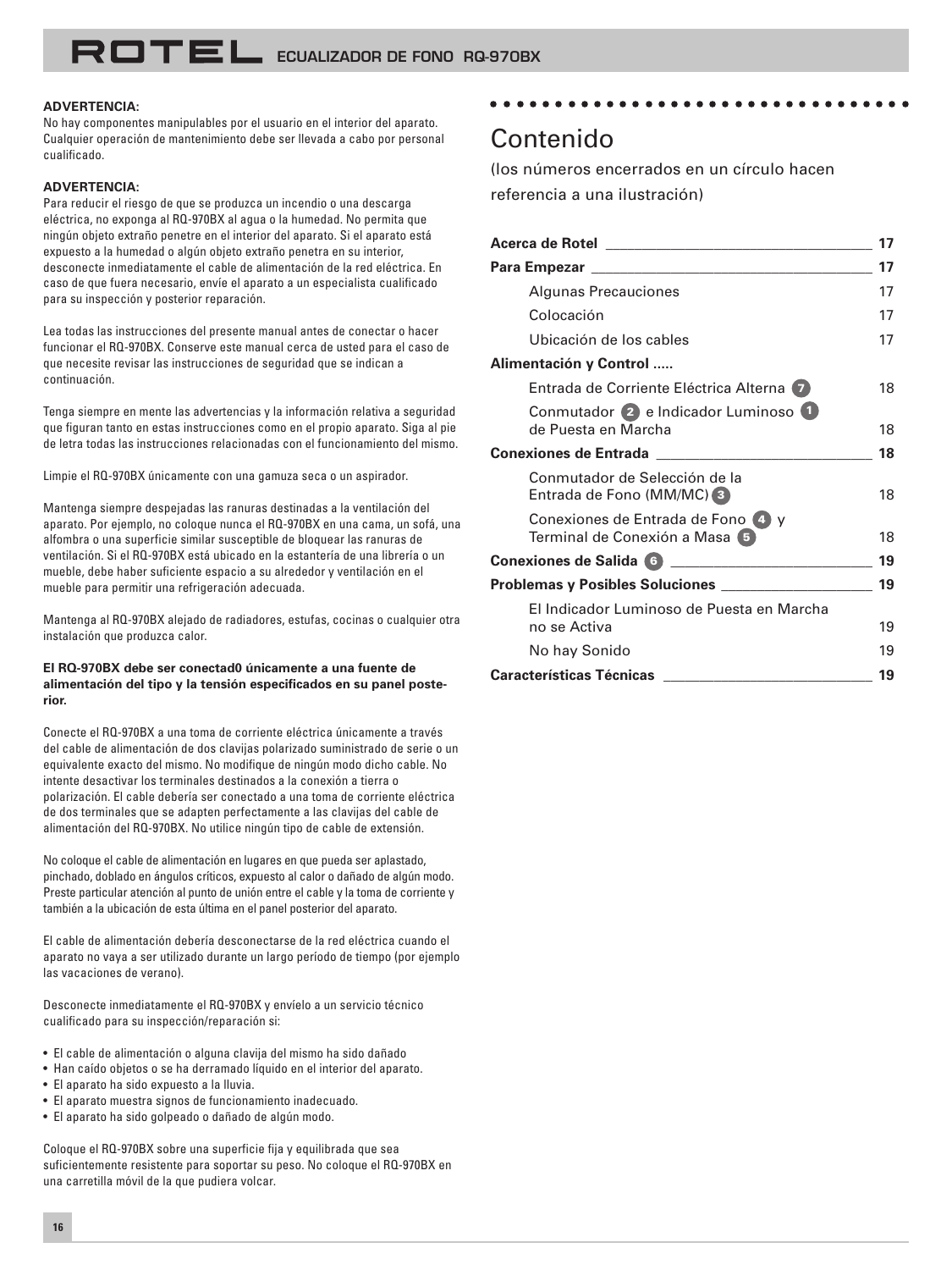**ADVERTENCIA:**
No hay componentes manipulables por el usuario en el interior del aparato. Cualquier operación de mantenimiento debe ser llevada a cabo por personal cualificado.

**ADVERTENCIA:**
Para reducir el riesgo de que se produzca un incendio o una descarga eléctrica, no exponga al RQ-970BX al agua o la humedad. No permita que ningún objeto extraño penetre en el interior del aparato. Si el aparato está expuesto a la humedad o algún objeto extraño penetra en su interior, desconecte inmediatamente el cable de alimentación de la red eléctrica. En caso de que fuera necesario, envíe el aparato a un especialista cualificado para su inspección y posterior reparación.

Lea todas las instrucciones del presente manual antes de conectar o hacer funcionar el RQ-970BX. Conserve este manual cerca de usted para el caso de que necesite revisar las instrucciones de seguridad que se indican a continuación.

Tenga siempre en mente las advertencias y la información relativa a seguridad que figuran tanto en estas instrucciones como en el propio aparato. Siga al pie de letra todas las instrucciones relacionadas con el funcionamiento del mismo.

Limpie el RQ-970BX únicamente con una gamuza seca o un aspirador.

Mantenga siempre despejadas las ranuras destinadas a la ventilación del aparato. Por ejemplo, no coloque nunca el RQ-970BX en una cama, un sofá, una alfombra o una superficie similar susceptible de bloquear las ranuras de ventilación. Si el RQ-970BX está ubicado en la estantería de una librería o un mueble, debe haber suficiente espacio a su alrededor y ventilación en el mueble para permitir una refrigeración adecuada.

Mantenga al RQ-970BX alejado de radiadores, estufas, cocinas o cualquier otra instalación que produzca calor.

**El RQ-970BX debe ser conectad0 únicamente a una fuente de alimentación del tipo y la tensión especificados en su panel posterior.**

Conecte el RQ-970BX a una toma de corriente eléctrica únicamente a través del cable de alimentación de dos clavijas polarizado suministrado de serie o un equivalente exacto del mismo. No modifique de ningún modo dicho cable. No intente desactivar los terminales destinados a la conexión a tierra o polarización. El cable debería ser conectado a una toma de corriente eléctrica de dos terminales que se adapten perfectamente a las clavijas del cable de alimentación del RQ-970BX. No utilice ningún tipo de cable de extensión.

No coloque el cable de alimentación en lugares en que pueda ser aplastado, pinchado, doblado en ángulos críticos, expuesto al calor o dañado de algún modo. Preste particular atención al punto de unión entre el cable y la toma de corriente y también a la ubicación de esta última en el panel posterior del aparato.

El cable de alimentación debería desconectarse de la red eléctrica cuando el aparato no vaya a ser utilizado durante un largo período de tiempo (por ejemplo las vacaciones de verano).

Desconecte inmediatamente el RQ-970BX y envíelo a un servicio técnico cualificado para su inspección/reparación si:

- El cable de alimentación o alguna clavija del mismo ha sido dañado
- Han caído objetos o se ha derramado líquido en el interior del aparato.
- El aparato ha sido expuesto a la lluvia.
- El aparato muestra signos de funcionamiento inadecuado.
- El aparato ha sido golpeado o dañado de algún modo.

Coloque el RQ-970BX sobre una superficie fija y equilibrada que sea suficientemente resistente para soportar su peso. No coloque el RQ-970BX en una carretilla móvil de la que pudiera volcar.

# Contenido

(los números encerrados en un círculo hacen referencia a una ilustración)

**Acerca de Rotel** ______ **17**

**Para Empezar** ______ **17**

- Algunas Precauciones 17
- Colocación 17
- Ubicación de los cables 17

**Alimentación y Control .....**

- Entrada de Corriente Eléctrica Alterna 7 18
- Conmutador 2 e Indicador Luminoso 1 de Puesta en Marcha 18

**Conexiones de Entrada** ______ **18**

- Conmutador de Selección de la Entrada de Fono (MM/MC) 3 18
- Conexiones de Entrada de Fono 4 y Terminal de Conexión a Masa 5 18

**Conexiones de Salida 6** ______ **19**

**Problemas y Posibles Soluciones** ______ **19**

- El Indicador Luminoso de Puesta en Marcha no se Activa 19
- No hay Sonido 19

**Características Técnicas** ______ **19**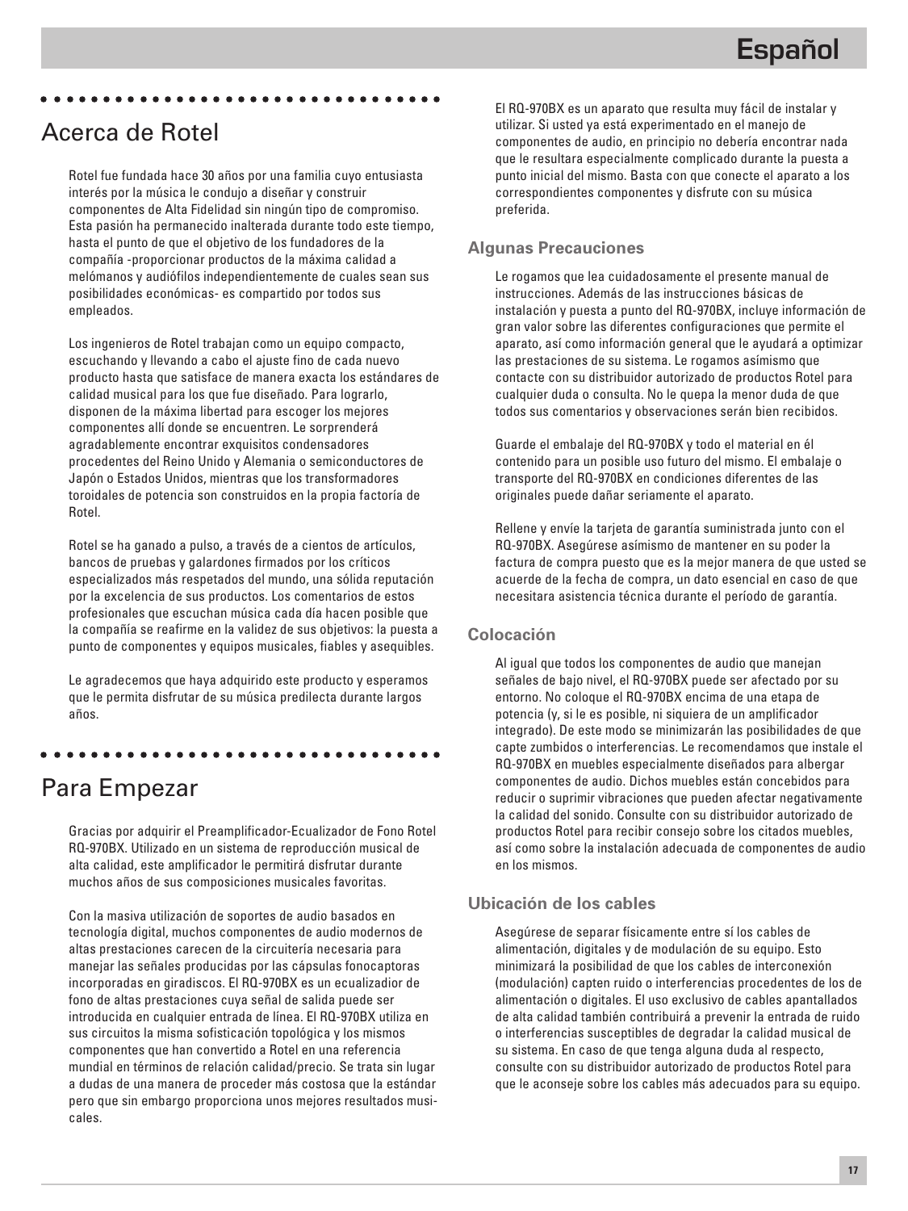## Acerca de Rotel

Rotel fue fundada hace 30 años por una familia cuyo entusiasta interés por la música le condujo a diseñar y construir componentes de Alta Fidelidad sin ningún tipo de compromiso. Esta pasión ha permanecido inalterada durante todo este tiempo, hasta el punto de que el objetivo de los fundadores de la compañía -proporcionar productos de la máxima calidad a melómanos y audiófilos independientemente de cuales sean sus posibilidades económicas- es compartido por todos sus empleados.

Los ingenieros de Rotel trabajan como un equipo compacto, escuchando y llevando a cabo el ajuste fino de cada nuevo producto hasta que satisface de manera exacta los estándares de calidad musical para los que fue diseñado. Para lograrlo, disponen de la máxima libertad para escoger los mejores componentes allí donde se encuentren. Le sorprenderá agradablemente encontrar exquisitos condensadores procedentes del Reino Unido y Alemania o semiconductores de Japón o Estados Unidos, mientras que los transformadores toroidales de potencia son construidos en la propia factoría de Rotel.

Rotel se ha ganado a pulso, a través de a cientos de artículos, bancos de pruebas y galardones firmados por los críticos especializados más respetados del mundo, una sólida reputación por la excelencia de sus productos. Los comentarios de estos profesionales que escuchan música cada día hacen posible que la compañía se reafirme en la validez de sus objetivos: la puesta a punto de componentes y equipos musicales, fiables y asequibles.

Le agradecemos que haya adquirido este producto y esperamos que le permita disfrutar de su música predilecta durante largos años.

## Para Empezar

Gracias por adquirir el Preamplificador-Ecualizador de Fono Rotel RQ-970BX. Utilizado en un sistema de reproducción musical de alta calidad, este amplificador le permitirá disfrutar durante muchos años de sus composiciones musicales favoritas.

Con la masiva utilización de soportes de audio basados en tecnología digital, muchos componentes de audio modernos de altas prestaciones carecen de la circuitería necesaria para manejar las señales producidas por las cápsulas fonocaptoras incorporadas en giradiscos. El RQ-970BX es un ecualizadior de fono de altas prestaciones cuya señal de salida puede ser introducida en cualquier entrada de línea. El RQ-970BX utiliza en sus circuitos la misma sofisticación topológica y los mismos componentes que han convertido a Rotel en una referencia mundial en términos de relación calidad/precio. Se trata sin lugar a dudas de una manera de proceder más costosa que la estándar pero que sin embargo proporciona unos mejores resultados musicales.

El RQ-970BX es un aparato que resulta muy fácil de instalar y utilizar. Si usted ya está experimentado en el manejo de componentes de audio, en principio no debería encontrar nada que le resultara especialmente complicado durante la puesta a punto inicial del mismo. Basta con que conecte el aparato a los correspondientes componentes y disfrute con su música preferida.

### Algunas Precauciones

Le rogamos que lea cuidadosamente el presente manual de instrucciones. Además de las instrucciones básicas de instalación y puesta a punto del RQ-970BX, incluye información de gran valor sobre las diferentes configuraciones que permite el aparato, así como información general que le ayudará a optimizar las prestaciones de su sistema. Le rogamos asímismo que contacte con su distribuidor autorizado de productos Rotel para cualquier duda o consulta. No le quepa la menor duda de que todos sus comentarios y observaciones serán bien recibidos.

Guarde el embalaje del RQ-970BX y todo el material en él contenido para un posible uso futuro del mismo. El embalaje o transporte del RQ-970BX en condiciones diferentes de las originales puede dañar seriamente el aparato.

Rellene y envíe la tarjeta de garantía suministrada junto con el RQ-970BX. Asegúrese asímismo de mantener en su poder la factura de compra puesto que es la mejor manera de que usted se acuerde de la fecha de compra, un dato esencial en caso de que necesitara asistencia técnica durante el período de garantía.

### Colocación

Al igual que todos los componentes de audio que manejan señales de bajo nivel, el RQ-970BX puede ser afectado por su entorno. No coloque el RQ-970BX encima de una etapa de potencia (y, si le es posible, ni siquiera de un amplificador integrado). De este modo se minimizarán las posibilidades de que capte zumbidos o interferencias. Le recomendamos que instale el RQ-970BX en muebles especialmente diseñados para albergar componentes de audio. Dichos muebles están concebidos para reducir o suprimir vibraciones que pueden afectar negativamente la calidad del sonido. Consulte con su distribuidor autorizado de productos Rotel para recibir consejo sobre los citados muebles, así como sobre la instalación adecuada de componentes de audio en los mismos.

### Ubicación de los cables

Asegúrese de separar físicamente entre sí los cables de alimentación, digitales y de modulación de su equipo. Esto minimizará la posibilidad de que los cables de interconexión (modulación) capten ruido o interferencias procedentes de los de alimentación o digitales. El uso exclusivo de cables apantallados de alta calidad también contribuirá a prevenir la entrada de ruido o interferencias susceptibles de degradar la calidad musical de su sistema. En caso de que tenga alguna duda al respecto, consulte con su distribuidor autorizado de productos Rotel para que le aconseje sobre los cables más adecuados para su equipo.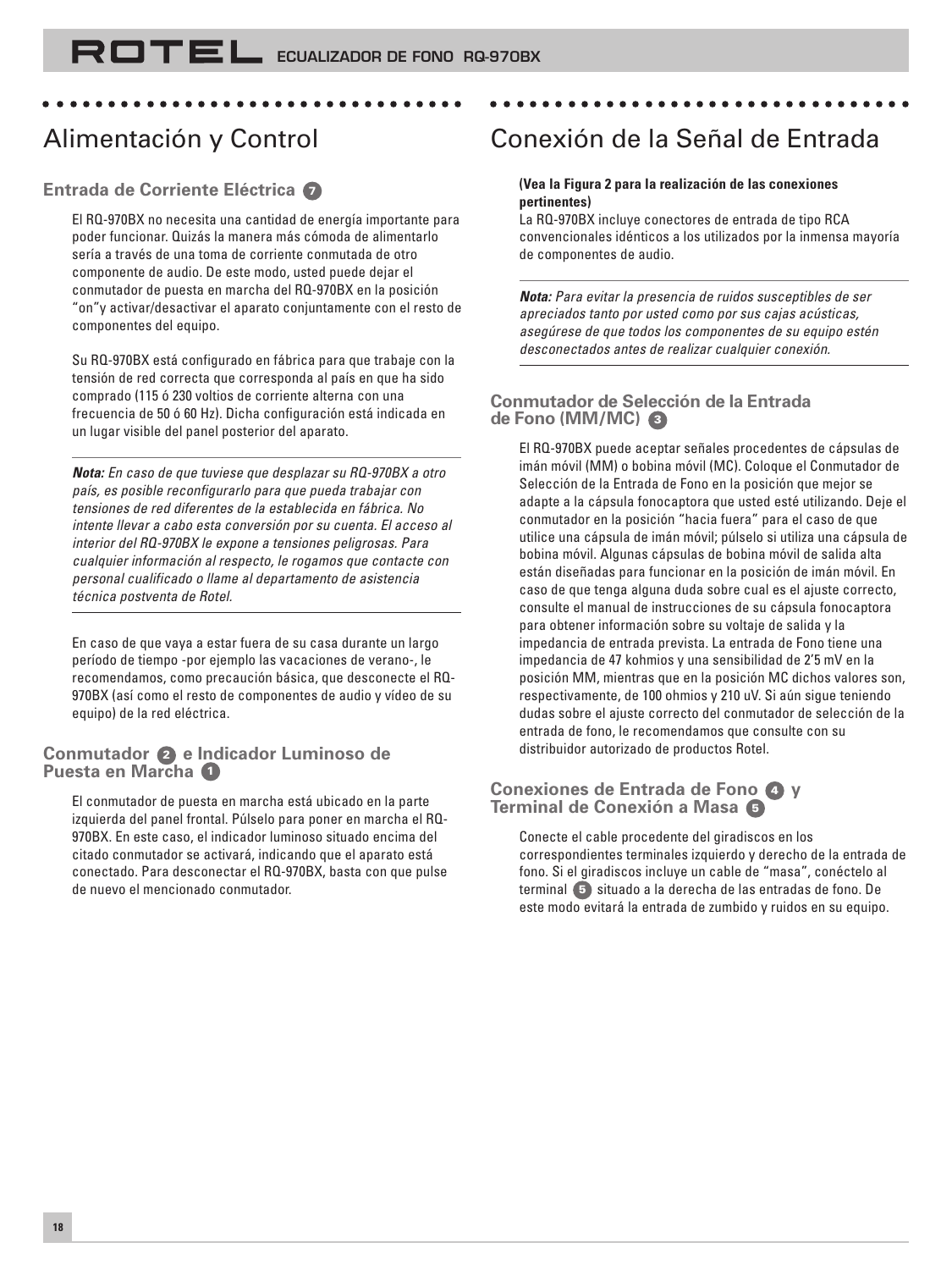# Alimentación y Control

## Entrada de Corriente Eléctrica 7

El RQ-970BX no necesita una cantidad de energía importante para poder funcionar. Quizás la manera más cómoda de alimentarlo sería a través de una toma de corriente conmutada de otro componente de audio. De este modo, usted puede dejar el conmutador de puesta en marcha del RQ-970BX en la posición "on"y activar/desactivar el aparato conjuntamente con el resto de componentes del equipo.

Su RQ-970BX está configurado en fábrica para que trabaje con la tensión de red correcta que corresponda al país en que ha sido comprado (115 ó 230 voltios de corriente alterna con una frecuencia de 50 ó 60 Hz). Dicha configuración está indicada en un lugar visible del panel posterior del aparato.

---

***Nota:*** *En caso de que tuviese que desplazar su RQ-970BX a otro país, es posible reconfigurarlo para que pueda trabajar con tensiones de red diferentes de la establecida en fábrica. No intente llevar a cabo esta conversión por su cuenta. El acceso al interior del RQ-970BX le expone a tensiones peligrosas. Para cualquier información al respecto, le rogamos que contacte con personal cualificado o llame al departamento de asistencia técnica postventa de Rotel.*

---

En caso de que vaya a estar fuera de su casa durante un largo período de tiempo -por ejemplo las vacaciones de verano-, le recomendamos, como precaución básica, que desconecte el RQ-970BX (así como el resto de componentes de audio y vídeo de su equipo) de la red eléctrica.

## Conmutador 2 e Indicador Luminoso de Puesta en Marcha 1

El conmutador de puesta en marcha está ubicado en la parte izquierda del panel frontal. Púlselo para poner en marcha el RQ-970BX. En este caso, el indicador luminoso situado encima del citado conmutador se activará, indicando que el aparato está conectado. Para desconectar el RQ-970BX, basta con que pulse de nuevo el mencionado conmutador.

# Conexión de la Señal de Entrada

**(Vea la Figura 2 para la realización de las conexiones pertinentes)**
La RQ-970BX incluye conectores de entrada de tipo RCA convencionales idénticos a los utilizados por la inmensa mayoría de componentes de audio.

---

***Nota:*** *Para evitar la presencia de ruidos susceptibles de ser apreciados tanto por usted como por sus cajas acústicas, asegúrese de que todos los componentes de su equipo estén desconectados antes de realizar cualquier conexión.*

---

## Conmutador de Selección de la Entrada de Fono (MM/MC) 3

El RQ-970BX puede aceptar señales procedentes de cápsulas de imán móvil (MM) o bobina móvil (MC). Coloque el Conmutador de Selección de la Entrada de Fono en la posición que mejor se adapte a la cápsula fonocaptora que usted esté utilizando. Deje el conmutador en la posición "hacia fuera" para el caso de que utilice una cápsula de imán móvil; púlselo si utiliza una cápsula de bobina móvil. Algunas cápsulas de bobina móvil de salida alta están diseñadas para funcionar en la posición de imán móvil. En caso de que tenga alguna duda sobre cual es el ajuste correcto, consulte el manual de instrucciones de su cápsula fonocaptora para obtener información sobre su voltaje de salida y la impedancia de entrada prevista. La entrada de Fono tiene una impedancia de 47 kohmios y una sensibilidad de 2'5 mV en la posición MM, mientras que en la posición MC dichos valores son, respectivamente, de 100 ohmios y 210 uV. Si aún sigue teniendo dudas sobre el ajuste correcto del conmutador de selección de la entrada de fono, le recomendamos que consulte con su distribuidor autorizado de productos Rotel.

## Conexiones de Entrada de Fono 4 y Terminal de Conexión a Masa 5

Conecte el cable procedente del giradiscos en los correspondientes terminales izquierdo y derecho de la entrada de fono. Si el giradiscos incluye un cable de "masa", conéctelo al terminal 5 situado a la derecha de las entradas de fono. De este modo evitará la entrada de zumbido y ruidos en su equipo.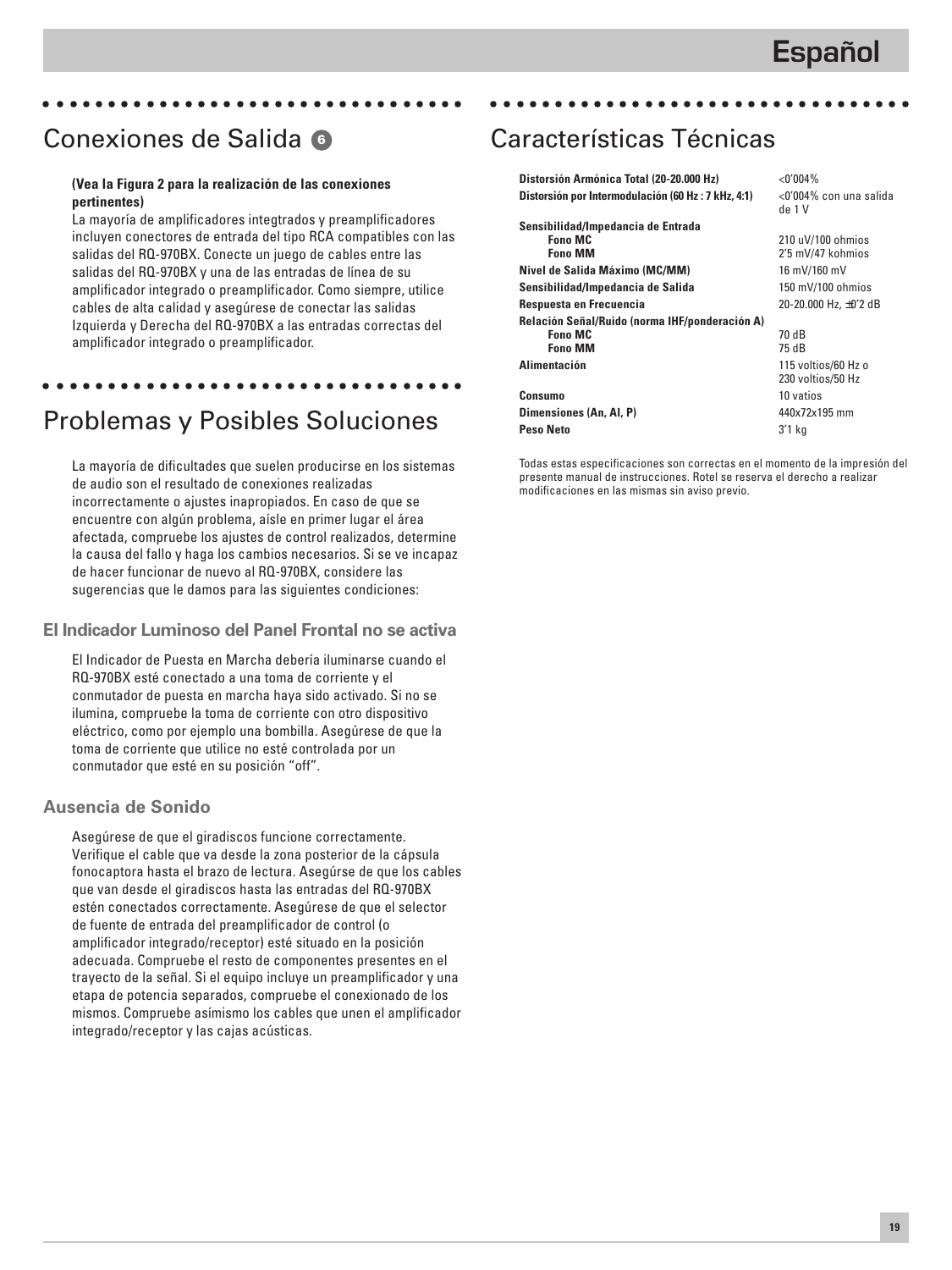## Conexiones de Salida 6

**(Vea la Figura 2 para la realización de las conexiones pertinentes)**

La mayoría de amplificadores integtrados y preamplificadores incluyen conectores de entrada del tipo RCA compatibles con las salidas del RQ-970BX. Conecte un juego de cables entre las salidas del RQ-970BX y una de las entradas de línea de su amplificador integrado o preamplificador. Como siempre, utilice cables de alta calidad y asegúrese de conectar las salidas Izquierda y Derecha del RQ-970BX a las entradas correctas del amplificador integrado o preamplificador.

## Problemas y Posibles Soluciones

La mayoría de dificultades que suelen producirse en los sistemas de audio son el resultado de conexiones realizadas incorrectamente o ajustes inapropiados. En caso de que se encuentre con algún problema, aísle en primer lugar el área afectada, compruebe los ajustes de control realizados, determine la causa del fallo y haga los cambios necesarios. Si se ve incapaz de hacer funcionar de nuevo al RQ-970BX, considere las sugerencias que le damos para las siguientes condiciones:

### El Indicador Luminoso del Panel Frontal no se activa

El Indicador de Puesta en Marcha debería iluminarse cuando el RQ-970BX esté conectado a una toma de corriente y el conmutador de puesta en marcha haya sido activado. Si no se ilumina, compruebe la toma de corriente con otro dispositivo eléctrico, como por ejemplo una bombilla. Asegúrese de que la toma de corriente que utilice no esté controlada por un conmutador que esté en su posición “off”.

### Ausencia de Sonido

Asegúrese de que el giradiscos funcione correctamente. Verifique el cable que va desde la zona posterior de la cápsula fonocaptora hasta el brazo de lectura. Asegúrse de que los cables que van desde el giradiscos hasta las entradas del RQ-970BX estén conectados correctamente. Asegúrese de que el selector de fuente de entrada del preamplificador de control (o amplificador integrado/receptor) esté situado en la posición adecuada. Compruebe el resto de componentes presentes en el trayecto de la señal. Si el equipo incluye un preamplificador y una etapa de potencia separados, compruebe el conexionado de los mismos. Compruebe asímismo los cables que unen el amplificador integrado/receptor y las cajas acústicas.

## Características Técnicas

| | |
|---|---|
| **Distorsión Armónica Total (20-20.000 Hz)** | <0’004% |
| **Distorsión por Intermodulación (60 Hz : 7 kHz, 4:1)** | <0’004% con una salida de 1 V |
| **Sensibilidad/Impedancia de Entrada** | |
| **Fono MC** | 210 uV/100 ohmios |
| **Fono MM** | 2’5 mV/47 kohmios |
| **Nivel de Salida Máximo (MC/MM)** | 16 mV/160 mV |
| **Sensibilidad/Impedancia de Salida** | 150 mV/100 ohmios |
| **Respuesta en Frecuencia** | 20-20.000 Hz, ±0’2 dB |
| **Relación Señal/Ruido (norma IHF/ponderación A)** | |
| **Fono MC** | 70 dB |
| **Fono MM** | 75 dB |
| **Alimentación** | 115 voltios/60 Hz o 230 voltios/50 Hz |
| **Consumo** | 10 vatios |
| **Dimensiones (An, Al, P)** | 440x72x195 mm |
| **Peso Neto** | 3’1 kg |

Todas estas especificaciones son correctas en el momento de la impresión del presente manual de instrucciones. Rotel se reserva el derecho a realizar modificaciones en las mismas sin aviso previo.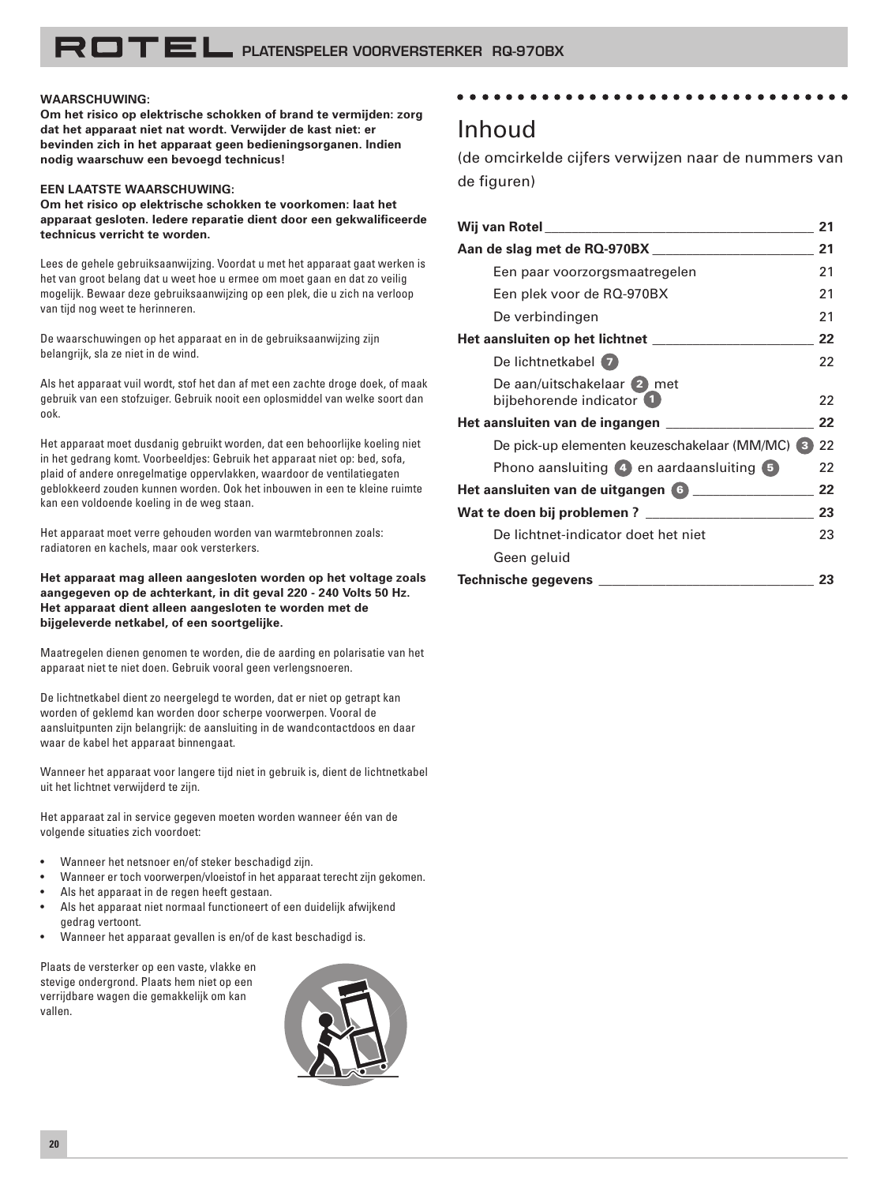**WAARSCHUWING:**
**Om het risico op elektrische schokken of brand te vermijden: zorg dat het apparaat niet nat wordt. Verwijder de kast niet: er bevinden zich in het apparaat geen bedieningsorganen. Indien nodig waarschuw een bevoegd technicus!**

**EEN LAATSTE WAARSCHUWING:**
**Om het risico op elektrische schokken te voorkomen: laat het apparaat gesloten. Iedere reparatie dient door een gekwalificeerde technicus verricht te worden.**

Lees de gehele gebruiksaanwijzing. Voordat u met het apparaat gaat werken is het van groot belang dat u weet hoe u ermee om moet gaan en dat zo veilig mogelijk. Bewaar deze gebruiksaanwijzing op een plek, die u zich na verloop van tijd nog weet te herinneren.

De waarschuwingen op het apparaat en in de gebruiksaanwijzing zijn belangrijk, sla ze niet in de wind.

Als het apparaat vuil wordt, stof het dan af met een zachte droge doek, of maak gebruik van een stofzuiger. Gebruik nooit een oplosmiddel van welke soort dan ook.

Het apparaat moet dusdanig gebruikt worden, dat een behoorlijke koeling niet in het gedrang komt. Voorbeeldjes: Gebruik het apparaat niet op: bed, sofa, plaid of andere onregelmatige oppervlakken, waardoor de ventilatiegaten geblokkeerd zouden kunnen worden. Ook het inbouwen in een te kleine ruimte kan een voldoende koeling in de weg staan.

Het apparaat moet verre gehouden worden van warmtebronnen zoals: radiatoren en kachels, maar ook versterkers.

**Het apparaat mag alleen aangesloten worden op het voltage zoals aangegeven op de achterkant, in dit geval 220 - 240 Volts 50 Hz. Het apparaat dient alleen aangesloten te worden met de bijgeleverde netkabel, of een soortgelijke.**

Maatregelen dienen genomen te worden, die de aarding en polarisatie van het apparaat niet te niet doen. Gebruik vooral geen verlengsnoeren.

De lichtnetkabel dient zo neergelegd te worden, dat er niet op getrapt kan worden of geklemd kan worden door scherpe voorwerpen. Vooral de aansluitpunten zijn belangrijk: de aansluiting in de wandcontactdoos en daar waar de kabel het apparaat binnengaat.

Wanneer het apparaat voor langere tijd niet in gebruik is, dient de lichtnetkabel uit het lichtnet verwijderd te zijn.

Het apparaat zal in service gegeven moeten worden wanneer één van de volgende situaties zich voordoet:

- Wanneer het netsnoer en/of steker beschadigd zijn.
- Wanneer er toch voorwerpen/vloeistof in het apparaat terecht zijn gekomen.
- Als het apparaat in de regen heeft gestaan.
- Als het apparaat niet normaal functioneert of een duidelijk afwijkend gedrag vertoont.
- Wanneer het apparaat gevallen is en/of de kast beschadigd is.

Plaats de versterker op een vaste, vlakke en stevige ondergrond. Plaats hem niet op een verrijdbare wagen die gemakkelijk om kan vallen.

# Inhoud

(de omcirkelde cijfers verwijzen naar de nummers van de figuren)

| | |
|---|---|
| **Wij van Rotel** | **21** |
| **Aan de slag met de RQ-970BX** | **21** |
| Een paar voorzorgsmaatregelen | 21 |
| Een plek voor de RQ-970BX | 21 |
| De verbindingen | 21 |
| **Het aansluiten op het lichtnet** | **22** |
| De lichtnetkabel 7 | 22 |
| De aan/uitschakelaar 2 met bijbehorende indicator 1 | 22 |
| **Het aansluiten van de ingangen** | **22** |
| De pick-up elementen keuzeschakelaar (MM/MC) 3 | 22 |
| Phono aansluiting 4 en aardaansluiting 5 | 22 |
| **Het aansluiten van de uitgangen 6** | **22** |
| **Wat te doen bij problemen ?** | **23** |
| De lichtnet-indicator doet het niet | 23 |
| Geen geluid | |
| **Technische gegevens** | **23** |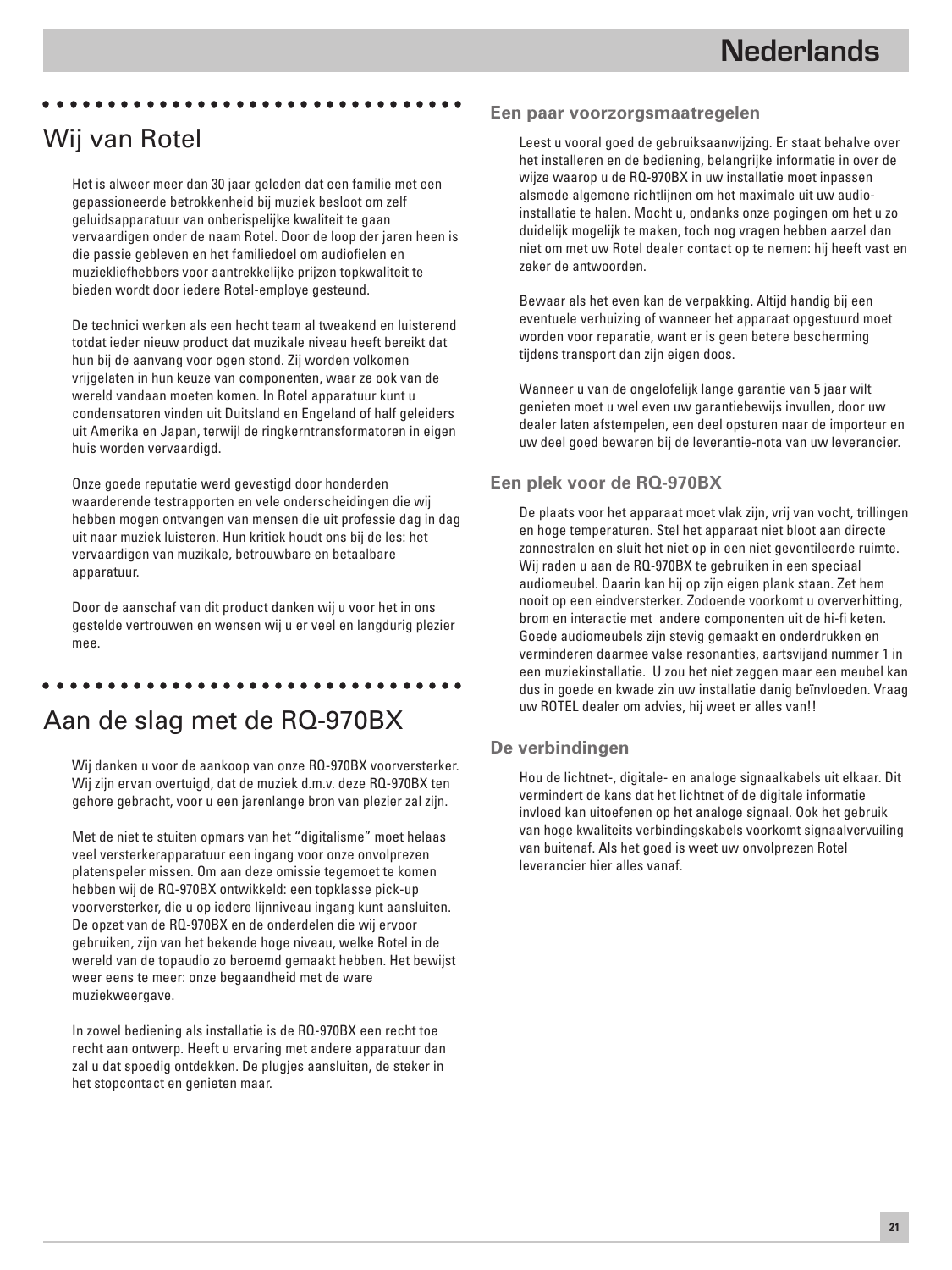## Wij van Rotel

Het is alweer meer dan 30 jaar geleden dat een familie met een gepassioneerde betrokkenheid bij muziek besloot om zelf geluidsapparatuur van onberispelijke kwaliteit te gaan vervaardigen onder de naam Rotel. Door de loop der jaren heen is die passie gebleven en het familiedoel om audiofielen en muziekliefhebbers voor aantrekkelijke prijzen topkwaliteit te bieden wordt door iedere Rotel-employe gesteund.

De technici werken als een hecht team al tweakend en luisterend totdat ieder nieuw product dat muzikale niveau heeft bereikt dat hun bij de aanvang voor ogen stond. Zij worden volkomen vrijgelaten in hun keuze van componenten, waar ze ook van de wereld vandaan moeten komen. In Rotel apparatuur kunt u condensatoren vinden uit Duitsland en Engeland of half geleiders uit Amerika en Japan, terwijl de ringkerntransformatoren in eigen huis worden vervaardigd.

Onze goede reputatie werd gevestigd door honderden waarderende testrapporten en vele onderscheidingen die wij hebben mogen ontvangen van mensen die uit professie dag in dag uit naar muziek luisteren. Hun kritiek houdt ons bij de les: het vervaardigen van muzikale, betrouwbare en betaalbare apparatuur.

Door de aanschaf van dit product danken wij u voor het in ons gestelde vertrouwen en wensen wij u er veel en langdurig plezier mee.

## Aan de slag met de RQ-970BX

Wij danken u voor de aankoop van onze RQ-970BX voorversterker. Wij zijn ervan overtuigd, dat de muziek d.m.v. deze RQ-970BX ten gehore gebracht, voor u een jarenlange bron van plezier zal zijn.

Met de niet te stuiten opmars van het "digitalisme" moet helaas veel versterkerapparatuur een ingang voor onze onvolprezen platenspeler missen. Om aan deze omissie tegemoet te komen hebben wij de RQ-970BX ontwikkeld: een topklasse pick-up voorversterker, die u op iedere lijnniveau ingang kunt aansluiten. De opzet van de RQ-970BX en de onderdelen die wij ervoor gebruiken, zijn van het bekende hoge niveau, welke Rotel in de wereld van de topaudio zo beroemd gemaakt hebben. Het bewijst weer eens te meer: onze begaandheid met de ware muziekweergave.

In zowel bediening als installatie is de RQ-970BX een recht toe recht aan ontwerp. Heeft u ervaring met andere apparatuur dan zal u dat spoedig ontdekken. De plugjes aansluiten, de steker in het stopcontact en genieten maar.

### Een paar voorzorgsmaatregelen

Leest u vooral goed de gebruiksaanwijzing. Er staat behalve over het installeren en de bediening, belangrijke informatie in over de wijze waarop u de RQ-970BX in uw installatie moet inpassen alsmede algemene richtlijnen om het maximale uit uw audio-installatie te halen. Mocht u, ondanks onze pogingen om het u zo duidelijk mogelijk te maken, toch nog vragen hebben aarzel dan niet om met uw Rotel dealer contact op te nemen: hij heeft vast en zeker de antwoorden.

Bewaar als het even kan de verpakking. Altijd handig bij een eventuele verhuizing of wanneer het apparaat opgestuurd moet worden voor reparatie, want er is geen betere bescherming tijdens transport dan zijn eigen doos.

Wanneer u van de ongelofelijk lange garantie van 5 jaar wilt genieten moet u wel even uw garantiebewijs invullen, door uw dealer laten afstempelen, een deel opsturen naar de importeur en uw deel goed bewaren bij de leverantie-nota van uw leverancier.

### Een plek voor de RQ-970BX

De plaats voor het apparaat moet vlak zijn, vrij van vocht, trillingen en hoge temperaturen. Stel het apparaat niet bloot aan directe zonnestralen en sluit het niet op in een niet geventileerde ruimte. Wij raden u aan de RQ-970BX te gebruiken in een speciaal audiomeubel. Daarin kan hij op zijn eigen plank staan. Zet hem nooit op een eindversterker. Zodoende voorkomt u oververhitting, brom en interactie met andere componenten uit de hi-fi keten. Goede audiomeubels zijn stevig gemaakt en onderdrukken en verminderen daarmee valse resonanties, aartsvijand nummer 1 in een muziekinstallatie. U zou het niet zeggen maar een meubel kan dus in goede en kwade zin uw installatie danig beïnvloeden. Vraag uw ROTEL dealer om advies, hij weet er alles van!!

### De verbindingen

Hou de lichtnet-, digitale- en analoge signaalkabels uit elkaar. Dit vermindert de kans dat het lichtnet of de digitale informatie invloed kan uitoefenen op het analoge signaal. Ook het gebruik van hoge kwaliteits verbindingskabels voorkomt signaalvervuiling van buitenaf. Als het goed is weet uw onvolprezen Rotel leverancier hier alles vanaf.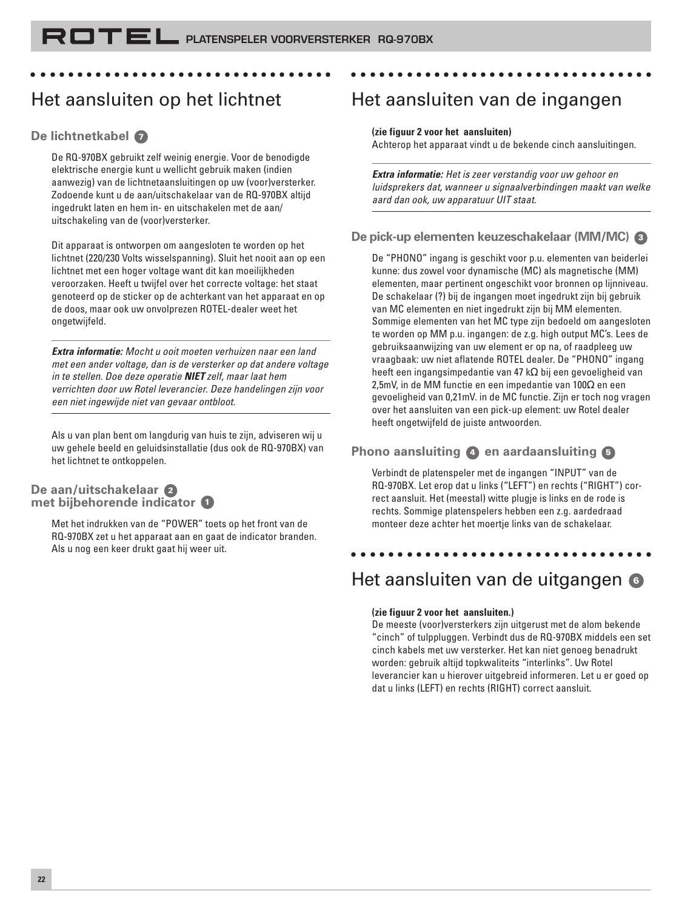## Het aansluiten op het lichtnet

### De lichtnetkabel 7

De RQ-970BX gebruikt zelf weinig energie. Voor de benodigde elektrische energie kunt u wellicht gebruik maken (indien aanwezig) van de lichtnetaansluitingen op uw (voor)versterker. Zodoende kunt u de aan/uitschakelaar van de RQ-970BX altijd ingedrukt laten en hem in- en uitschakelen met de aan/uitschakeling van de (voor)versterker.

Dit apparaat is ontworpen om aangesloten te worden op het lichtnet (220/230 Volts wisselspanning). Sluit het nooit aan op een lichtnet met een hoger voltage want dit kan moeilijkheden veroorzaken. Heeft u twijfel over het correcte voltage: het staat genoteerd op de sticker op de achterkant van het apparaat en op de doos, maar ook uw onvolprezen ROTEL-dealer weet het ongetwijfeld.

***Extra informatie:*** *Mocht u ooit moeten verhuizen naar een land met een ander voltage, dan is de versterker op dat andere voltage in te stellen. Doe deze operatie* ***NIET*** *zelf, maar laat hem verrichten door uw Rotel leverancier. Deze handelingen zijn voor een niet ingewijde niet van gevaar ontbloot.*

Als u van plan bent om langdurig van huis te zijn, adviseren wij u uw gehele beeld en geluidsinstallatie (dus ook de RQ-970BX) van het lichtnet te ontkoppelen.

### De aan/uitschakelaar 2 met bijbehorende indicator 1

Met het indrukken van de “POWER” toets op het front van de RQ-970BX zet u het apparaat aan en gaat de indicator branden. Als u nog een keer drukt gaat hij weer uit.

## Het aansluiten van de ingangen

**(zie figuur 2 voor het aansluiten)**
Achterop het apparaat vindt u de bekende cinch aansluitingen.

***Extra informatie:*** *Het is zeer verstandig voor uw gehoor en luidsprekers dat, wanneer u signaalverbindingen maakt van welke aard dan ook, uw apparatuur UIT staat.*

### De pick-up elementen keuzeschakelaar (MM/MC) 3

De “PHONO” ingang is geschikt voor p.u. elementen van beiderlei kunne: dus zowel voor dynamische (MC) als magnetische (MM) elementen, maar pertinent ongeschikt voor bronnen op lijnniveau. De schakelaar (?) bij de ingangen moet ingedrukt zijn bij gebruik van MC elementen en niet ingedrukt zijn bij MM elementen. Sommige elementen van het MC type zijn bedoeld om aangesloten te worden op MM p.u. ingangen: de z.g. high output MC’s. Lees de gebruiksaanwijzing van uw element er op na, of raadpleeg uw vraagbaak: uw niet aflatende ROTEL dealer. De “PHONO” ingang heeft een ingangsimpedantie van 47 kΩ bij een gevoeligheid van 2,5mV, in de MM functie en een impedantie van 100Ω en een gevoeligheid van 0,21mV. in de MC functie. Zijn er toch nog vragen over het aansluiten van een pick-up element: uw Rotel dealer heeft ongetwijfeld de juiste antwoorden.

### Phono aansluiting 4 en aardaansluiting 5

Verbindt de platenspeler met de ingangen “INPUT” van de RQ-970BX. Let erop dat u links (“LEFT”) en rechts (“RIGHT”) correct aansluit. Het (meestal) witte plugje is links en de rode is rechts. Sommige platenspelers hebben een z.g. aardedraad monteer deze achter het moertje links van de schakelaar.

## Het aansluiten van de uitgangen 6

**(zie figuur 2 voor het aansluiten.)**
De meeste (voor)versterkers zijn uitgerust met de alom bekende “cinch” of tulppluggen. Verbindt dus de RQ-970BX middels een set cinch kabels met uw versterker. Het kan niet genoeg benadrukt worden: gebruik altijd topkwaliteits “interlinks”. Uw Rotel leverancier kan u hierover uitgebreid informeren. Let u er goed op dat u links (LEFT) en rechts (RIGHT) correct aansluit.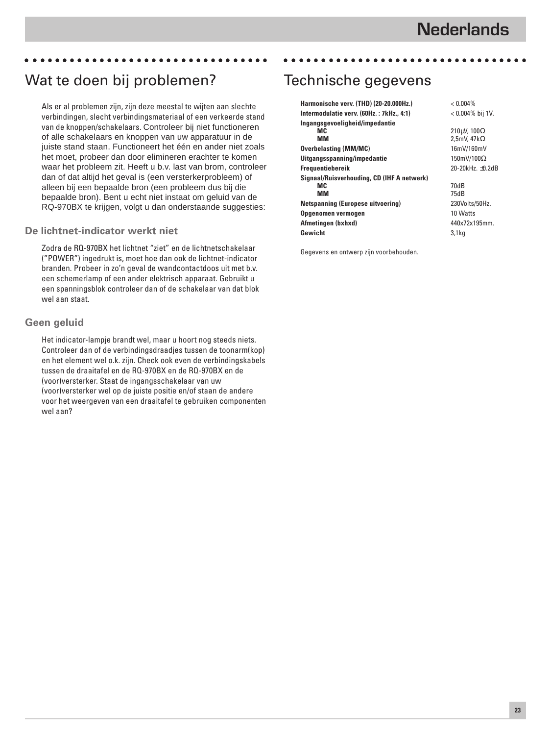# Nederlands

## Wat te doen bij problemen?

Als er al problemen zijn, zijn deze meestal te wijten aan slechte verbindingen, slecht verbindingsmateriaal of een verkeerde stand van de knoppen/schakelaars. Controleer bij niet functioneren of alle schakelaars en knoppen van uw apparatuur in de juiste stand staan. Functioneert het één en ander niet zoals het moet, probeer dan door elimineren erachter te komen waar het probleem zit. Heeft u b.v. last van brom, controleer dan of dat altijd het geval is (een versterkerprobleem) of alleen bij een bepaalde bron (een probleem dus bij die bepaalde bron). Bent u echt niet instaat om geluid van de RQ-970BX te krijgen, volgt u dan onderstaande suggesties:

### De lichtnet-indicator werkt niet

Zodra de RQ-970BX het lichtnet “ziet” en de lichtnetschakelaar (“POWER”) ingedrukt is, moet hoe dan ook de lichtnet-indicator branden. Probeer in zo’n geval de wandcontactdoos uit met b.v. een schemerlamp of een ander elektrisch apparaat. Gebruikt u een spanningsblok controleer dan of de schakelaar van dat blok wel aan staat.

### Geen geluid

Het indicator-lampje brandt wel, maar u hoort nog steeds niets. Controleer dan of de verbindingsdraadjes tussen de toonarm(kop) en het element wel o.k. zijn. Check ook even de verbindingskabels tussen de draaitafel en de RQ-970BX en de RQ-970BX en de (voor)versterker. Staat de ingangsschakelaar van uw (voor)versterker wel op de juiste positie en/of staan de andere voor het weergeven van een draaitafel te gebruiken componenten wel aan?

## Technische gegevens

| | |
|---|---|
| **Harmonische verv. (THD) (20-20.000Hz.)** | < 0.004% |
| **Intermodulatie verv. (60Hz. : 7kHz., 4:1)** | < 0.004% bij 1V. |
| **Ingangsgevoeligheid/impedantie** | |
| **MC** | 210µV, 100Ω |
| **MM** | 2,5mV, 47kΩ |
| **Overbelasting (MM/MC)** | 16mV/160mV |
| **Uitgangsspanning/impedantie** | 150mV/100Ω |
| **Frequentiebereik** | 20-20kHz. ±0.2dB |
| **Signaal/Ruisverhouding, CD (IHF A netwerk)** | |
| **MC** | 70dB |
| **MM** | 75dB |
| **Netspanning (Europese uitvoering)** | 230Volts/50Hz. |
| **Opgenomen vermogen** | 10 Watts |
| **Afmetingen (bxhxd)** | 440x72x195mm. |
| **Gewicht** | 3,1kg |

Gegevens en ontwerp zijn voorbehouden.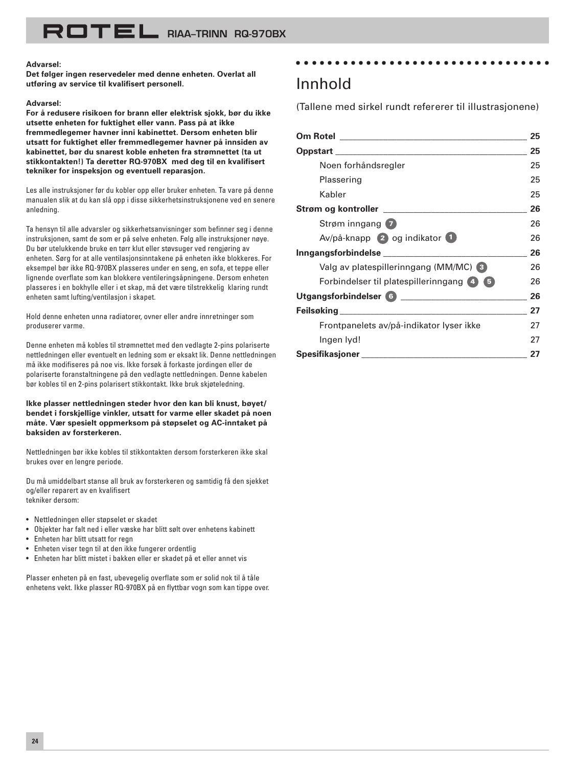**Advarsel:**
**Det følger ingen reservedeler med denne enheten. Overlat all utføring av service til kvalifisert personell.**

**Advarsel:**
**For å redusere risikoen for brann eller elektrisk sjokk, bør du ikke utsette enheten for fuktighet eller vann. Pass på at ikke fremmedlegemer havner inni kabinettet. Dersom enheten blir utsatt for fuktighet eller fremmedlegemer havner på innsiden av kabinettet, bør du snarest koble enheten fra strømnettet (ta ut stikkontakten!) Ta deretter RQ-970BX med deg til en kvalifisert tekniker for inspeksjon og eventuell reparasjon.**

Les alle instruksjoner før du kobler opp eller bruker enheten. Ta vare på denne manualen slik at du kan slå opp i disse sikkerhetsinstruksjonene ved en senere anledning.

Ta hensyn til alle advarsler og sikkerhetsanvisninger som befinner seg i denne instruksjonen, samt de som er på selve enheten. Følg alle instruksjoner nøye. Du bør utelukkende bruke en tørr klut eller støvsuger ved rengjøring av enheten. Sørg for at alle ventilasjonsinntakene på enheten ikke blokkeres. For eksempel bør ikke RQ-970BX plasseres under en seng, en sofa, et teppe eller lignende overflate som kan blokkere ventileringsåpningene. Dersom enheten plasseres i en bokhylle eller i et skap, må det være tilstrekkelig klaring rundt enheten samt lufting/ventilasjon i skapet.

Hold denne enheten unna radiatorer, ovner eller andre innretninger som produserer varme.

Denne enheten må kobles til strømnettet med den vedlagte 2-pins polariserte nettledningen eller eventuelt en ledning som er eksakt lik. Denne nettledningen må ikke modifiseres på noe vis. Ikke forsøk å forkaste jordingen eller de polariserte foranstaltningene på den vedlagte nettledningen. Denne kabelen bør kobles til en 2-pins polarisert stikkontakt. Ikke bruk skjøteledning.

**Ikke plasser nettledningen steder hvor den kan bli knust, bøyet/bendet i forskjellige vinkler, utsatt for varme eller skadet på noen måte. Vær spesielt oppmerksom på støpselet og AC-inntaket på baksiden av forsterkeren.**

Nettledningen bør ikke kobles til stikkontakten dersom forsterkeren ikke skal brukes over en lengre periode.

Du må umiddelbart stanse all bruk av forsterkeren og samtidig få den sjekket og/eller reparert av en kvalifisert tekniker dersom:

- Nettledningen eller støpselet er skadet
- Objekter har falt ned i eller væske har blitt sølt over enhetens kabinett
- Enheten har blitt utsatt for regn
- Enheten viser tegn til at den ikke fungerer ordentlig
- Enheten har blitt mistet i bakken eller er skadet på et eller annet vis

Plasser enheten på en fast, ubevegelig overflate som er solid nok til å tåle enhetens vekt. Ikke plasser RQ-970BX på en flyttbar vogn som kan tippe over.

# Innhold

(Tallene med sirkel rundt refererer til illustrasjonene)

| | |
|---|---|
| **Om Rotel** | **25** |
| **Oppstart** | **25** |
| Noen forhåndsregler | 25 |
| Plassering | 25 |
| Kabler | 25 |
| **Strøm og kontroller** | **26** |
| Strøm inngang 7 | 26 |
| Av/på-knapp 2 og indikator 1 | 26 |
| **Inngangsforbindelse** | **26** |
| Valg av platespillerinngang (MM/MC) 3 | 26 |
| Forbindelser til platespillerinngang 4 5 | 26 |
| **Utgangsforbindelser 6** | **26** |
| **Feilsøking** | **27** |
| Frontpanelets av/på-indikator lyser ikke | 27 |
| Ingen lyd! | 27 |
| **Spesifikasjoner** | **27** |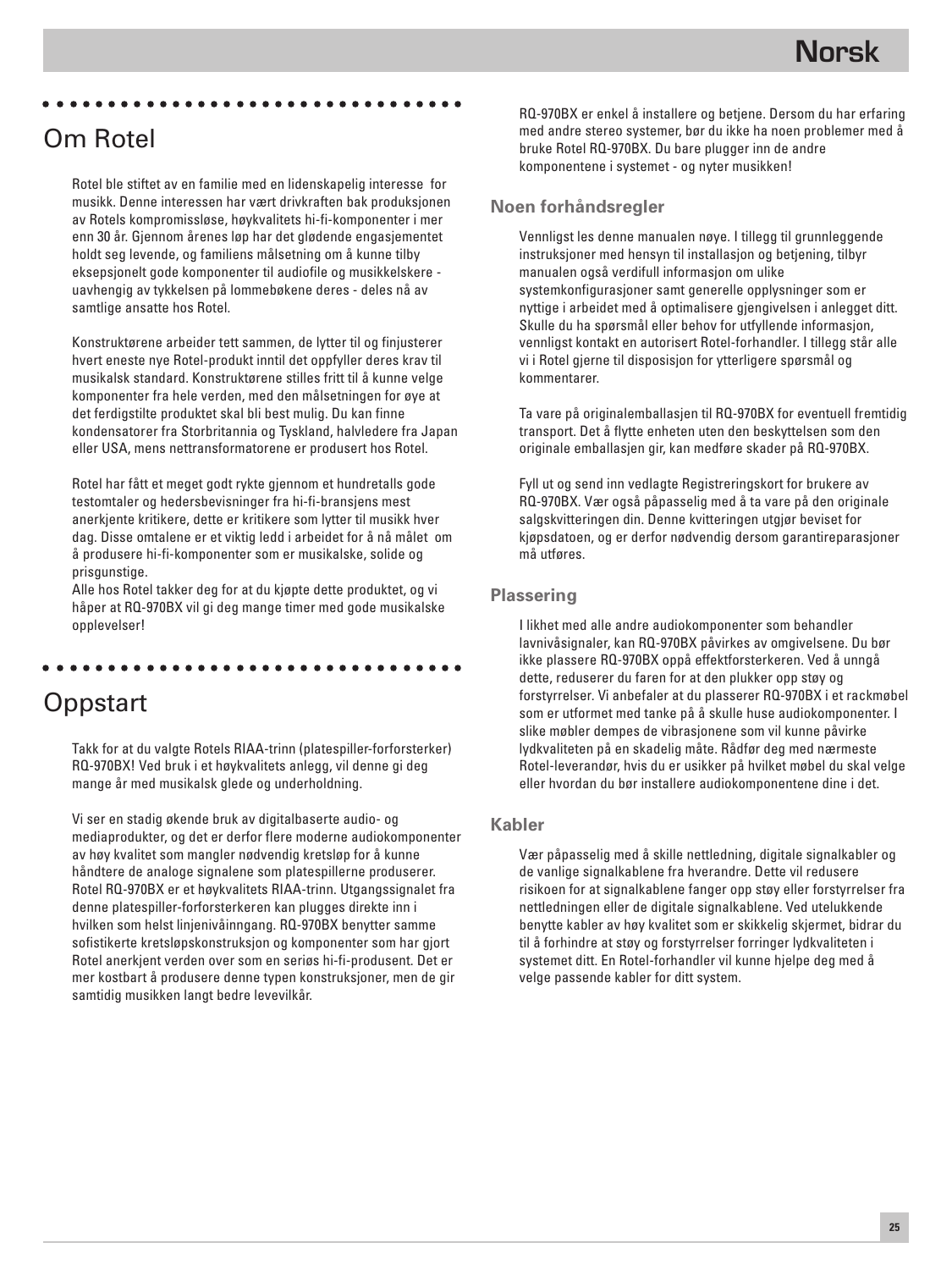## Om Rotel

Rotel ble stiftet av en familie med en lidenskapelig interesse for musikk. Denne interessen har vært drivkraften bak produksjonen av Rotels kompromissløse, høykvalitets hi-fi-komponenter i mer enn 30 år. Gjennom årenes løp har det glødende engasjementet holdt seg levende, og familiens målsetning om å kunne tilby eksepsjonelt gode komponenter til audiofile og musikkelskere - uavhengig av tykkelsen på lommebøkene deres - deles nå av samtlige ansatte hos Rotel.

Konstruktørene arbeider tett sammen, de lytter til og finjusterer hvert eneste nye Rotel-produkt inntil det oppfyller deres krav til musikalsk standard. Konstruktørene stilles fritt til å kunne velge komponenter fra hele verden, med den målsetningen for øye at det ferdigstilte produktet skal bli best mulig. Du kan finne kondensatorer fra Storbritannia og Tyskland, halvledere fra Japan eller USA, mens nettransformatorene er produsert hos Rotel.

Rotel har fått et meget godt rykte gjennom et hundretalls gode testomtaler og hedersbevisninger fra hi-fi-bransjens mest anerkjente kritikere, dette er kritikere som lytter til musikk hver dag. Disse omtalene er et viktig ledd i arbeidet for å nå målet om å produsere hi-fi-komponenter som er musikalske, solide og prisgunstige.
Alle hos Rotel takker deg for at du kjøpte dette produktet, og vi håper at RQ-970BX vil gi deg mange timer med gode musikalske opplevelser!

## Oppstart

Takk for at du valgte Rotels RIAA-trinn (platespiller-forforsterker) RQ-970BX! Ved bruk i et høykvalitets anlegg, vil denne gi deg mange år med musikalsk glede og underholdning.

Vi ser en stadig økende bruk av digitalbaserte audio- og mediaprodukter, og det er derfor flere moderne audiokomponenter av høy kvalitet som mangler nødvendig kretsløp for å kunne håndtere de analoge signalene som platespillerne produserer. Rotel RQ-970BX er et høykvalitets RIAA-trinn. Utgangssignalet fra denne platespiller-forforsterkeren kan plugges direkte inn i hvilken som helst linjenivåinngang. RQ-970BX benytter samme sofistikerte kretsløpskonstruksjon og komponenter som har gjort Rotel anerkjent verden over som en seriøs hi-fi-produsent. Det er mer kostbart å produsere denne typen konstruksjoner, men de gir samtidig musikken langt bedre levevilkår.

RQ-970BX er enkel å installere og betjene. Dersom du har erfaring med andre stereo systemer, bør du ikke ha noen problemer med å bruke Rotel RQ-970BX. Du bare plugger inn de andre komponentene i systemet - og nyter musikken!

### Noen forhåndsregler

Vennligst les denne manualen nøye. I tillegg til grunnleggende instruksjoner med hensyn til installasjon og betjening, tilbyr manualen også verdifull informasjon om ulike systemkonfigurasjoner samt generelle opplysninger som er nyttige i arbeidet med å optimalisere gjengivelsen i anlegget ditt. Skulle du ha spørsmål eller behov for utfyllende informasjon, vennligst kontakt en autorisert Rotel-forhandler. I tillegg står alle vi i Rotel gjerne til disposisjon for ytterligere spørsmål og kommentarer.

Ta vare på originalemballasjen til RQ-970BX for eventuell fremtidig transport. Det å flytte enheten uten den beskyttelsen som den originale emballasjen gir, kan medføre skader på RQ-970BX.

Fyll ut og send inn vedlagte Registreringskort for brukere av RQ-970BX. Vær også påpasselig med å ta vare på den originale salgskvitteringen din. Denne kvitteringen utgjør beviset for kjøpsdatoen, og er derfor nødvendig dersom garantireparasjoner må utføres.

### Plassering

I likhet med alle andre audiokomponenter som behandler lavnivåsignaler, kan RQ-970BX påvirkes av omgivelsene. Du bør ikke plassere RQ-970BX oppå effektforsterkeren. Ved å unngå dette, reduserer du faren for at den plukker opp støy og forstyrrelser. Vi anbefaler at du plasserer RQ-970BX i et rackmøbel som er utformet med tanke på å skulle huse audiokomponenter. I slike møbler dempes de vibrasjonene som vil kunne påvirke lydkvaliteten på en skadelig måte. Rådfør deg med nærmeste Rotel-leverandør, hvis du er usikker på hvilket møbel du skal velge eller hvordan du bør installere audiokomponentene dine i det.

### Kabler

Vær påpasselig med å skille nettledning, digitale signalkabler og de vanlige signalkablene fra hverandre. Dette vil redusere risikoen for at signalkablene fanger opp støy eller forstyrrelser fra nettledningen eller de digitale signalkablene. Ved utelukkende benytte kabler av høy kvalitet som er skikkelig skjermet, bidrar du til å forhindre at støy og forstyrrelser forringer lydkvaliteten i systemet ditt. En Rotel-forhandler vil kunne hjelpe deg med å velge passende kabler for ditt system.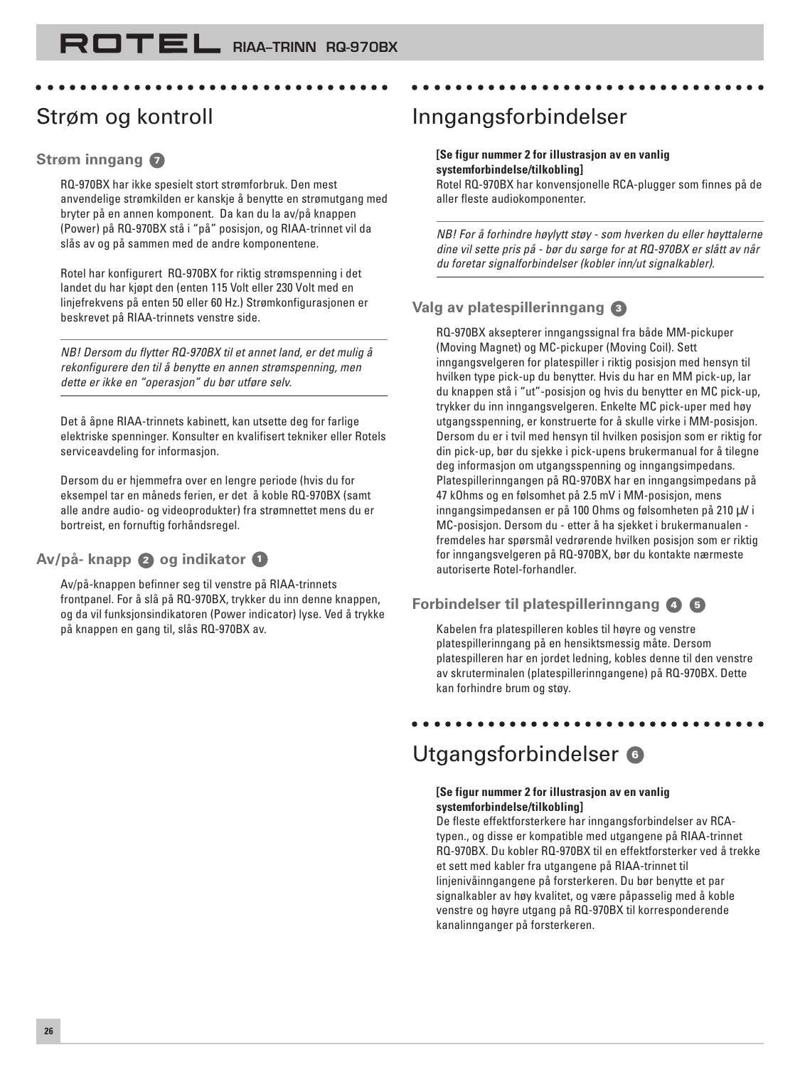# Strøm og kontroll

### Strøm inngang 7

RQ-970BX har ikke spesielt stort strømforbruk. Den mest anvendelige strømkilden er kanskje å benytte en strømutgang med bryter på en annen komponent. Da kan du la av/på knappen (Power) på RQ-970BX stå i "på" posisjon, og RIAA-trinnet vil da slås av og på sammen med de andre komponentene.

Rotel har konfigurert RQ-970BX for riktig strømspenning i det landet du har kjøpt den (enten 115 Volt eller 230 Volt med en linjefrekvens på enten 50 eller 60 Hz.) Strømkonfigurasjonen er beskrevet på RIAA-trinnets venstre side.

*NB! Dersom du flytter RQ-970BX til et annet land, er det mulig å rekonfigurere den til å benytte en annen strømspenning, men dette er ikke en "operasjon" du bør utføre selv.*

Det å åpne RIAA-trinnets kabinett, kan utsette deg for farlige elektriske spenninger. Konsulter en kvalifisert tekniker eller Rotels serviceavdeling for informasjon.

Dersom du er hjemmefra over en lengre periode (hvis du for eksempel tar en måneds ferien, er det å koble RQ-970BX (samt alle andre audio- og videoprodukter) fra strømnettet mens du er bortreist, en fornuftig forhåndsregel.

### Av/på- knapp 2 og indikator 1

Av/på-knappen befinner seg til venstre på RIAA-trinnets frontpanel. For å slå på RQ-970BX, trykker du inn denne knappen, og da vil funksjonsindikatoren (Power indicator) lyse. Ved å trykke på knappen en gang til, slås RQ-970BX av.

# Inngangsforbindelser

**[Se figur nummer 2 for illustrasjon av en vanlig systemforbindelse/tilkobling]**
Rotel RQ-970BX har konvensjonelle RCA-plugger som finnes på de aller fleste audiokomponenter.

*NB! For å forhindre høylytt støy - som hverken du eller høyttalerne dine vil sette pris på - bør du sørge for at RQ-970BX er slått av når du foretar signalforbindelser (kobler inn/ut signalkabler).*

### Valg av platespillerinngang 3

RQ-970BX aksepterer inngangssignal fra både MM-pickuper (Moving Magnet) og MC-pickuper (Moving Coil). Sett inngangsvelgeren for platespiller i riktig posisjon med hensyn til hvilken type pick-up du benytter. Hvis du har en MM pick-up, lar du knappen stå i "ut"-posisjon og hvis du benytter en MC pick-up, trykker du inn inngangsvelgeren. Enkelte MC pick-uper med høy utgangsspenning, er konstruerte for å skulle virke i MM-posisjon. Dersom du er i tvil med hensyn til hvilken posisjon som er riktig for din pick-up, bør du sjekke i pick-upens brukermanual for å tilegne deg informasjon om utgangsspenning og inngangsimpedans. Platespillerinngangen på RQ-970BX har en inngangsimpedans på 47 kOhms og en følsomhet på 2.5 mV i MM-posisjon, mens inngangsimpedansen er på 100 Ohms og følsomheten på 210 µV i MC-posisjon. Dersom du - etter å ha sjekket i brukermanualen - fremdeles har spørsmål vedrørende hvilken posisjon som er riktig for inngangsvelgeren på RQ-970BX, bør du kontakte nærmeste autoriserte Rotel-forhandler.

### Forbindelser til platespillerinngang 4 5

Kabelen fra platespilleren kobles til høyre og venstre platespillerinngang på en hensiktsmessig måte. Dersom platespilleren har en jordet ledning, kobles denne til den venstre av skruterminalen (platespillerinngangene) på RQ-970BX. Dette kan forhindre brum og støy.

# Utgangsforbindelser 6

**[Se figur nummer 2 for illustrasjon av en vanlig systemforbindelse/tilkobling]**
De fleste effektforsterkere har inngangsforbindelser av RCA-typen., og disse er kompatible med utgangene på RIAA-trinnet RQ-970BX. Du kobler RQ-970BX til en effektforsterker ved å trekke et sett med kabler fra utgangene på RIAA-trinnet til linjenivåinngangene på forsterkeren. Du bør benytte et par signalkabler av høy kvalitet, og være påpasselig med å koble venstre og høyre utgang på RQ-970BX til korresponderende kanalinnganger på forsterkeren.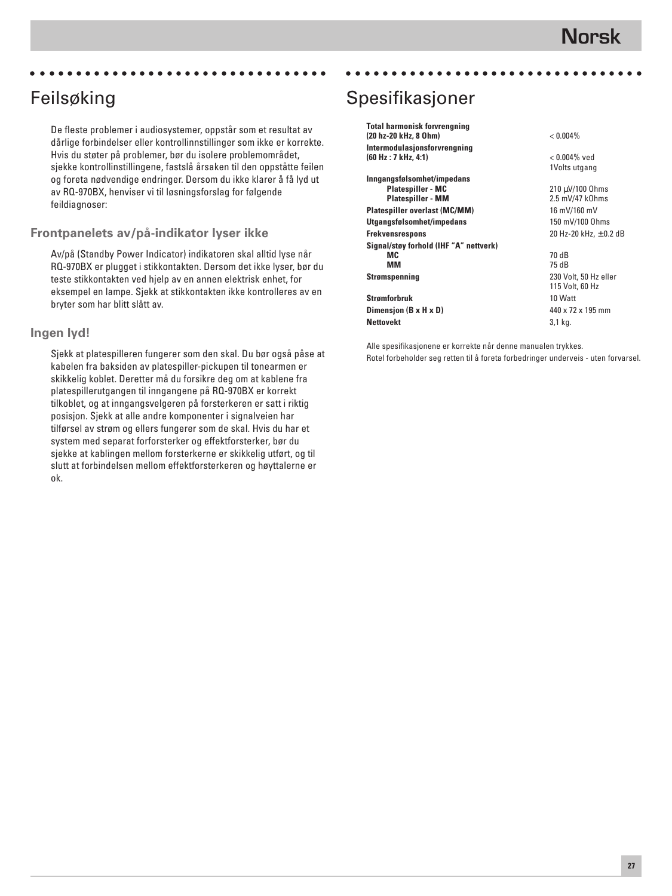# Feilsøking

De fleste problemer i audiosystemer, oppstår som et resultat av dårlige forbindelser eller kontrollinnstillinger som ikke er korrekte. Hvis du støter på problemer, bør du isolere problemområdet, sjekke kontrollinstillingene, fastslå årsaken til den oppståtte feilen og foreta nødvendige endringer. Dersom du ikke klarer å få lyd ut av RQ-970BX, henviser vi til løsningsforslag for følgende feildiagnoser:

## Frontpanelets av/på-indikator lyser ikke

Av/på (Standby Power Indicator) indikatoren skal alltid lyse når RQ-970BX er plugget i stikkontakten. Dersom det ikke lyser, bør du teste stikkontakten ved hjelp av en annen elektrisk enhet, for eksempel en lampe. Sjekk at stikkontakten ikke kontrolleres av en bryter som har blitt slått av.

## Ingen lyd!

Sjekk at platespilleren fungerer som den skal. Du bør også påse at kabelen fra baksiden av platespiller-pickupen til tonearmen er skikkelig koblet. Deretter må du forsikre deg om at kablene fra platespillerutgangen til inngangene på RQ-970BX er korrekt tilkoblet, og at inngangsvelgeren på forsterkeren er satt i riktig posisjon. Sjekk at alle andre komponenter i signalveien har tilførsel av strøm og ellers fungerer som de skal. Hvis du har et system med separat forforsterker og effektforsterker, bør du sjekke at kablingen mellom forsterkerne er skikkelig utført, og til slutt at forbindelsen mellom effektforsterkeren og høyttalerne er ok.

# Spesifikasjoner

| | |
|---|---|
| **Total harmonisk forvrengning (20 hz-20 kHz, 8 Ohm)** | < 0.004% |
| **Intermodulasjonsforvrengning (60 Hz : 7 kHz, 4:1)** | < 0.004% ved 1Volts utgang |
| **Inngangsfølsomhet/impedans** | |
| **Platespiller - MC** | 210 µV/100 Ohms |
| **Platespiller - MM** | 2.5 mV/47 kOhms |
| **Platespiller overlast (MC/MM)** | 16 mV/160 mV |
| **Utgangsfølsomhet/impedans** | 150 mV/100 Ohms |
| **Frekvensrespons** | 20 Hz-20 kHz, ±0.2 dB |
| **Signal/støy forhold (IHF "A" nettverk)** | |
| **MC** | 70 dB |
| **MM** | 75 dB |
| **Strømspenning** | 230 Volt, 50 Hz eller 115 Volt, 60 Hz |
| **Strømforbruk** | 10 Watt |
| **Dimensjon (B x H x D)** | 440 x 72 x 195 mm |
| **Nettovekt** | 3,1 kg. |

Alle spesifikasjonene er korrekte når denne manualen trykkes.
Rotel forbeholder seg retten til å foreta forbedringer underveis - uten forvarsel.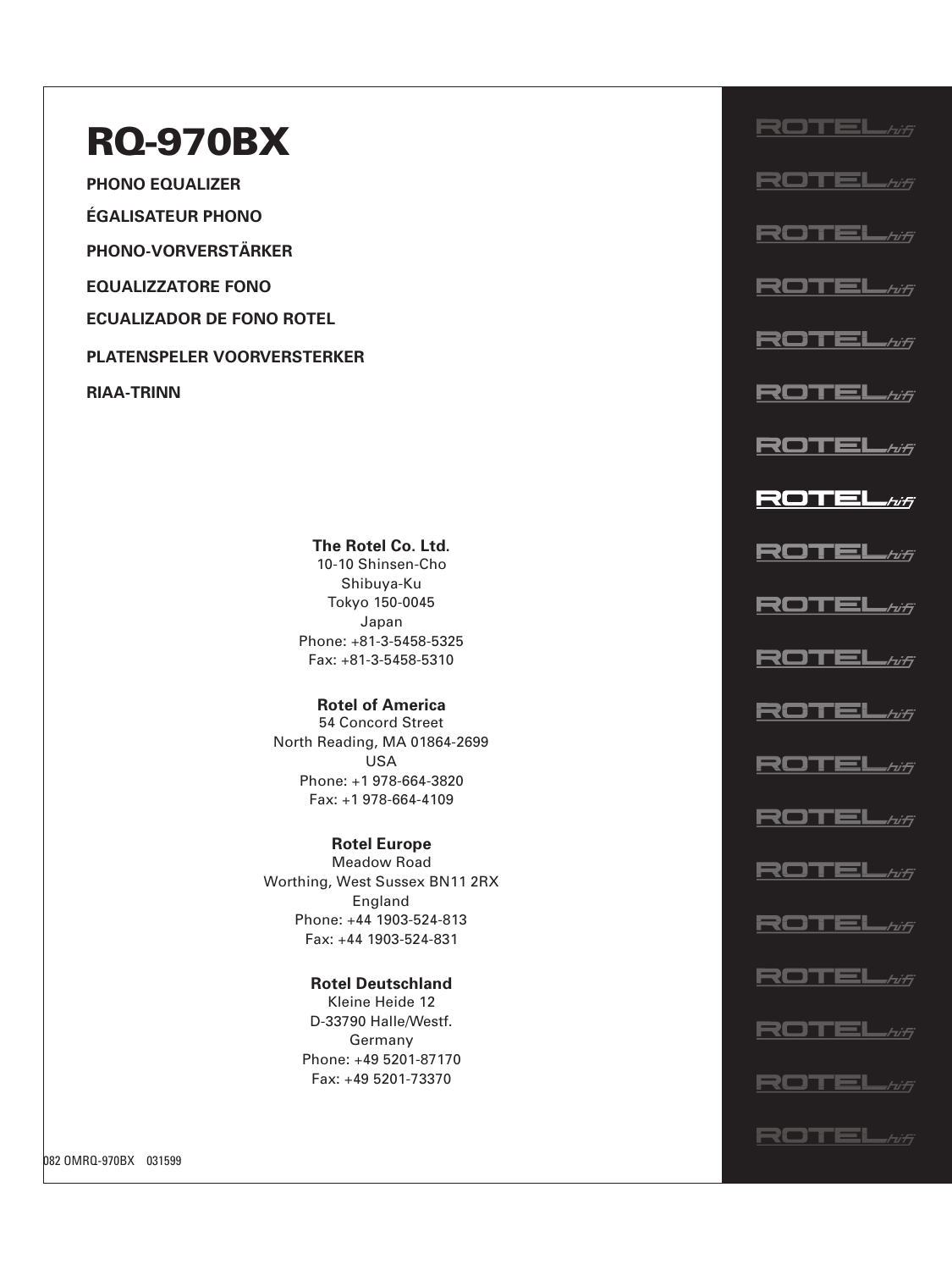# RQ-970BX

**PHONO EQUALIZER**

**ÉGALISATEUR PHONO**

**PHONO-VORVERSTÄRKER**

**EQUALIZZATORE FONO**

**ECUALIZADOR DE FONO ROTEL**

**PLATENSPELER VOORVERSTERKER**

**RIAA-TRINN**

**The Rotel Co. Ltd.**
10-10 Shinsen-Cho
Shibuya-Ku
Tokyo 150-0045
Japan
Phone: +81-3-5458-5325
Fax: +81-3-5458-5310

**Rotel of America**
54 Concord Street
North Reading, MA 01864-2699
USA
Phone: +1 978-664-3820
Fax: +1 978-664-4109

**Rotel Europe**
Meadow Road
Worthing, West Sussex BN11 2RX
England
Phone: +44 1903-524-813
Fax: +44 1903-524-831

**Rotel Deutschland**
Kleine Heide 12
D-33790 Halle/Westf.
Germany
Phone: +49 5201-87170
Fax: +49 5201-73370

082 OMRQ-970BX 031599